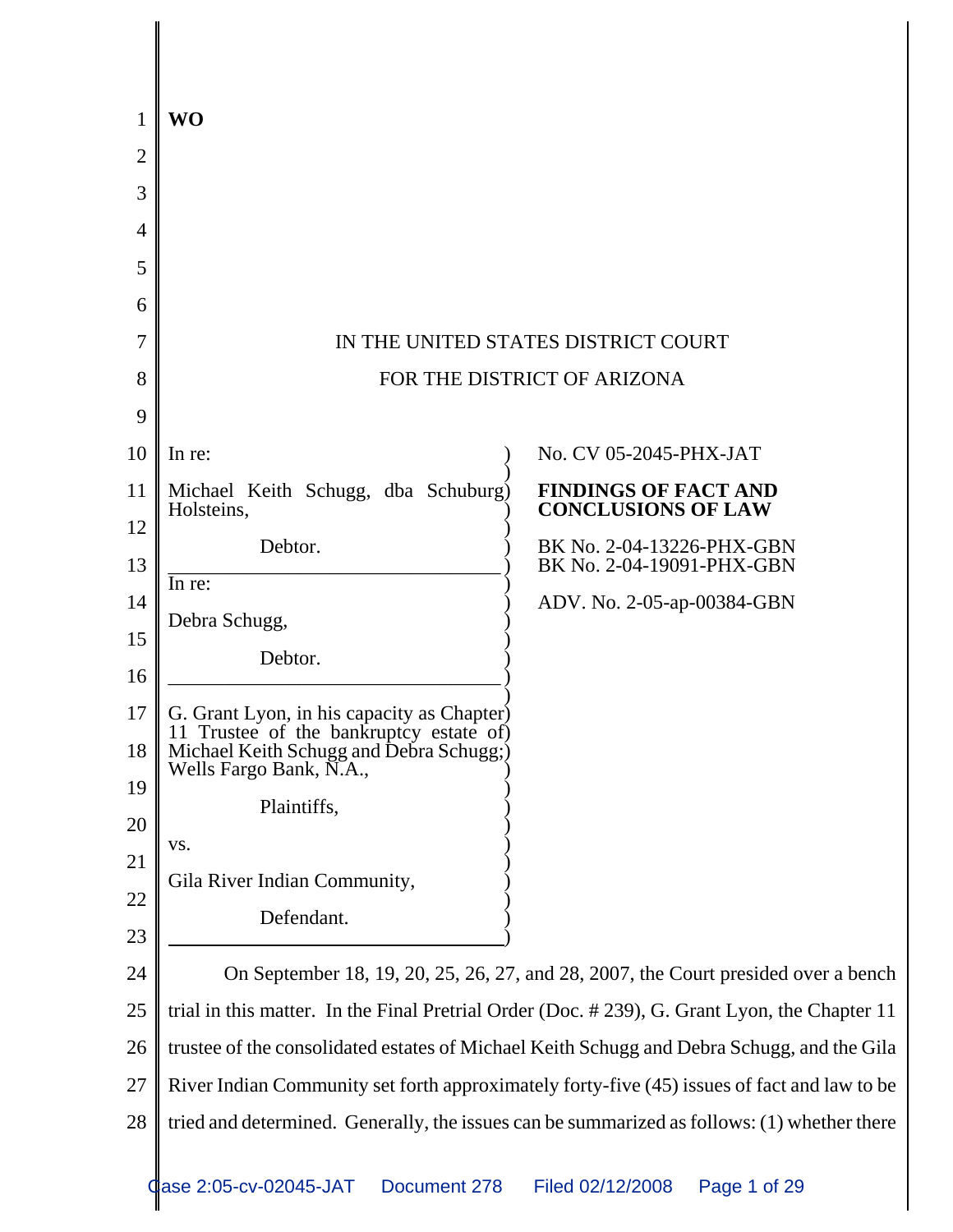**WO**

IN THE UNITED STATES DISTRICT COURT

FOR THE DISTRICT OF ARIZONA

In re:

Michael Keith Schugg, dba Schuburg Holsteins,

Debtor.

---

In re:

Debra Schugg,

Debtor.

---

G. Grant Lyon, in his capacity as Chapter 11 Trustee of the bankruptcy estate of Michael Keith Schugg and Debra Schugg; Wells Fargo Bank, N.A.,

Plaintiffs,

vs.

Gila River Indian Community,

Defendant.

---

No. CV 05-2045-PHX-JAT

**FINDINGS OF FACT AND CONCLUSIONS OF LAW**

BK No. 2-04-13226-PHX-GBN
BK No. 2-04-19091-PHX-GBN

ADV. No. 2-05-ap-00384-GBN

On September 18, 19, 20, 25, 26, 27, and 28, 2007, the Court presided over a bench trial in this matter. In the Final Pretrial Order (Doc. # 239), G. Grant Lyon, the Chapter 11 trustee of the consolidated estates of Michael Keith Schugg and Debra Schugg, and the Gila River Indian Community set forth approximately forty-five (45) issues of fact and law to be tried and determined. Generally, the issues can be summarized as follows: (1) whether there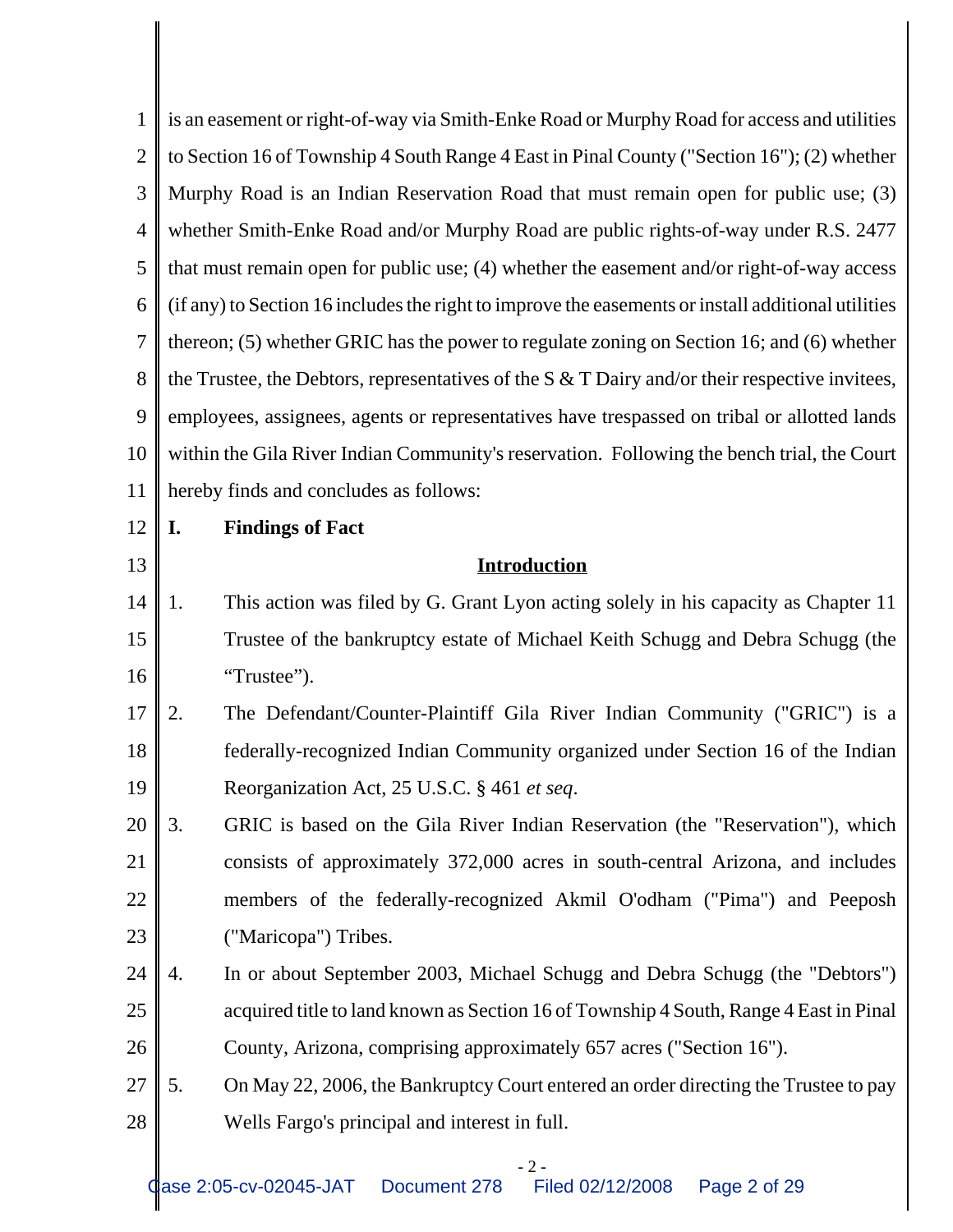is an easement or right-of-way via Smith-Enke Road or Murphy Road for access and utilities to Section 16 of Township 4 South Range 4 East in Pinal County ("Section 16"); (2) whether Murphy Road is an Indian Reservation Road that must remain open for public use; (3) whether Smith-Enke Road and/or Murphy Road are public rights-of-way under R.S. 2477 that must remain open for public use; (4) whether the easement and/or right-of-way access (if any) to Section 16 includes the right to improve the easements or install additional utilities thereon; (5) whether GRIC has the power to regulate zoning on Section 16; and (6) whether the Trustee, the Debtors, representatives of the S & T Dairy and/or their respective invitees, employees, assignees, agents or representatives have trespassed on tribal or allotted lands within the Gila River Indian Community's reservation. Following the bench trial, the Court hereby finds and concludes as follows:

## I. Findings of Fact

### Introduction

1. This action was filed by G. Grant Lyon acting solely in his capacity as Chapter 11 Trustee of the bankruptcy estate of Michael Keith Schugg and Debra Schugg (the "Trustee").
2. The Defendant/Counter-Plaintiff Gila River Indian Community ("GRIC") is a federally-recognized Indian Community organized under Section 16 of the Indian Reorganization Act, 25 U.S.C. § 461 *et seq*.
3. GRIC is based on the Gila River Indian Reservation (the "Reservation"), which consists of approximately 372,000 acres in south-central Arizona, and includes members of the federally-recognized Akmil O'odham ("Pima") and Peeposh ("Maricopa") Tribes.
4. In or about September 2003, Michael Schugg and Debra Schugg (the "Debtors") acquired title to land known as Section 16 of Township 4 South, Range 4 East in Pinal County, Arizona, comprising approximately 657 acres ("Section 16").
5. On May 22, 2006, the Bankruptcy Court entered an order directing the Trustee to pay Wells Fargo's principal and interest in full.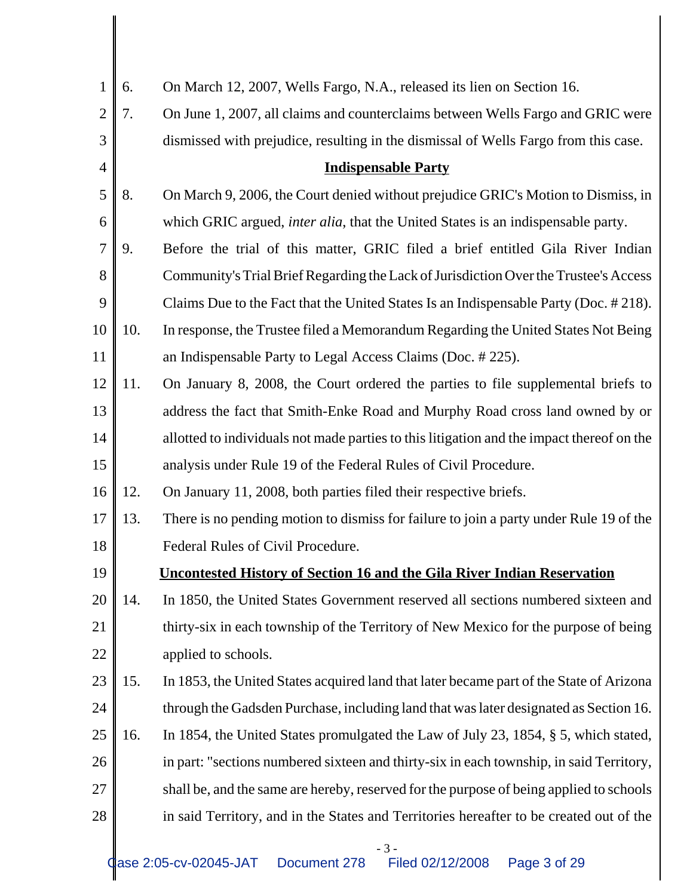6. On March 12, 2007, Wells Fargo, N.A., released its lien on Section 16.

7. On June 1, 2007, all claims and counterclaims between Wells Fargo and GRIC were dismissed with prejudice, resulting in the dismissal of Wells Fargo from this case.

**Indispensable Party**

8. On March 9, 2006, the Court denied without prejudice GRIC's Motion to Dismiss, in which GRIC argued, *inter alia*, that the United States is an indispensable party.

9. Before the trial of this matter, GRIC filed a brief entitled Gila River Indian Community's Trial Brief Regarding the Lack of Jurisdiction Over the Trustee's Access Claims Due to the Fact that the United States Is an Indispensable Party (Doc. # 218).

10. In response, the Trustee filed a Memorandum Regarding the United States Not Being an Indispensable Party to Legal Access Claims (Doc. # 225).

11. On January 8, 2008, the Court ordered the parties to file supplemental briefs to address the fact that Smith-Enke Road and Murphy Road cross land owned by or allotted to individuals not made parties to this litigation and the impact thereof on the analysis under Rule 19 of the Federal Rules of Civil Procedure.

12. On January 11, 2008, both parties filed their respective briefs.

13. There is no pending motion to dismiss for failure to join a party under Rule 19 of the Federal Rules of Civil Procedure.

**Uncontested History of Section 16 and the Gila River Indian Reservation**

14. In 1850, the United States Government reserved all sections numbered sixteen and thirty-six in each township of the Territory of New Mexico for the purpose of being applied to schools.

15. In 1853, the United States acquired land that later became part of the State of Arizona through the Gadsden Purchase, including land that was later designated as Section 16.

16. In 1854, the United States promulgated the Law of July 23, 1854, § 5, which stated, in part: "sections numbered sixteen and thirty-six in each township, in said Territory, shall be, and the same are hereby, reserved for the purpose of being applied to schools in said Territory, and in the States and Territories hereafter to be created out of the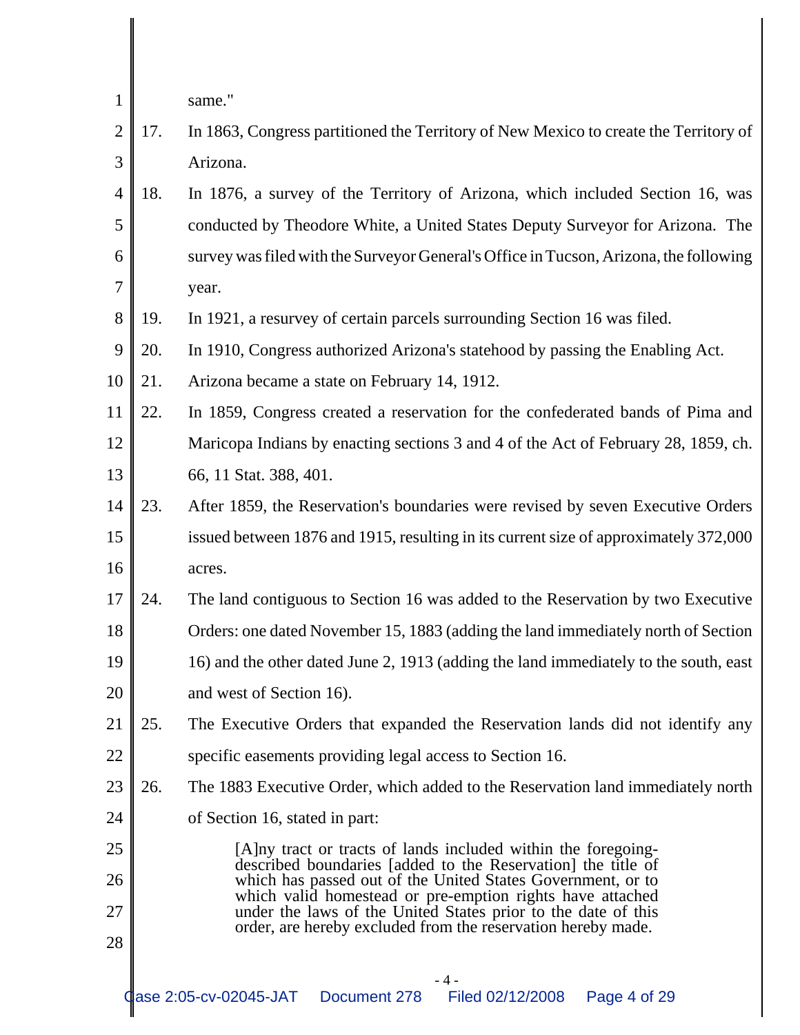same."

17. In 1863, Congress partitioned the Territory of New Mexico to create the Territory of Arizona.

18. In 1876, a survey of the Territory of Arizona, which included Section 16, was conducted by Theodore White, a United States Deputy Surveyor for Arizona. The survey was filed with the Surveyor General's Office in Tucson, Arizona, the following year.

19. In 1921, a resurvey of certain parcels surrounding Section 16 was filed.

20. In 1910, Congress authorized Arizona's statehood by passing the Enabling Act.

21. Arizona became a state on February 14, 1912.

22. In 1859, Congress created a reservation for the confederated bands of Pima and Maricopa Indians by enacting sections 3 and 4 of the Act of February 28, 1859, ch. 66, 11 Stat. 388, 401.

23. After 1859, the Reservation's boundaries were revised by seven Executive Orders issued between 1876 and 1915, resulting in its current size of approximately 372,000 acres.

24. The land contiguous to Section 16 was added to the Reservation by two Executive Orders: one dated November 15, 1883 (adding the land immediately north of Section 16) and the other dated June 2, 1913 (adding the land immediately to the south, east and west of Section 16).

25. The Executive Orders that expanded the Reservation lands did not identify any specific easements providing legal access to Section 16.

26. The 1883 Executive Order, which added to the Reservation land immediately north of Section 16, stated in part:

> [A]ny tract or tracts of lands included within the foregoing-described boundaries [added to the Reservation] the title of which has passed out of the United States Government, or to which valid homestead or pre-emption rights have attached under the laws of the United States prior to the date of this order, are hereby excluded from the reservation hereby made.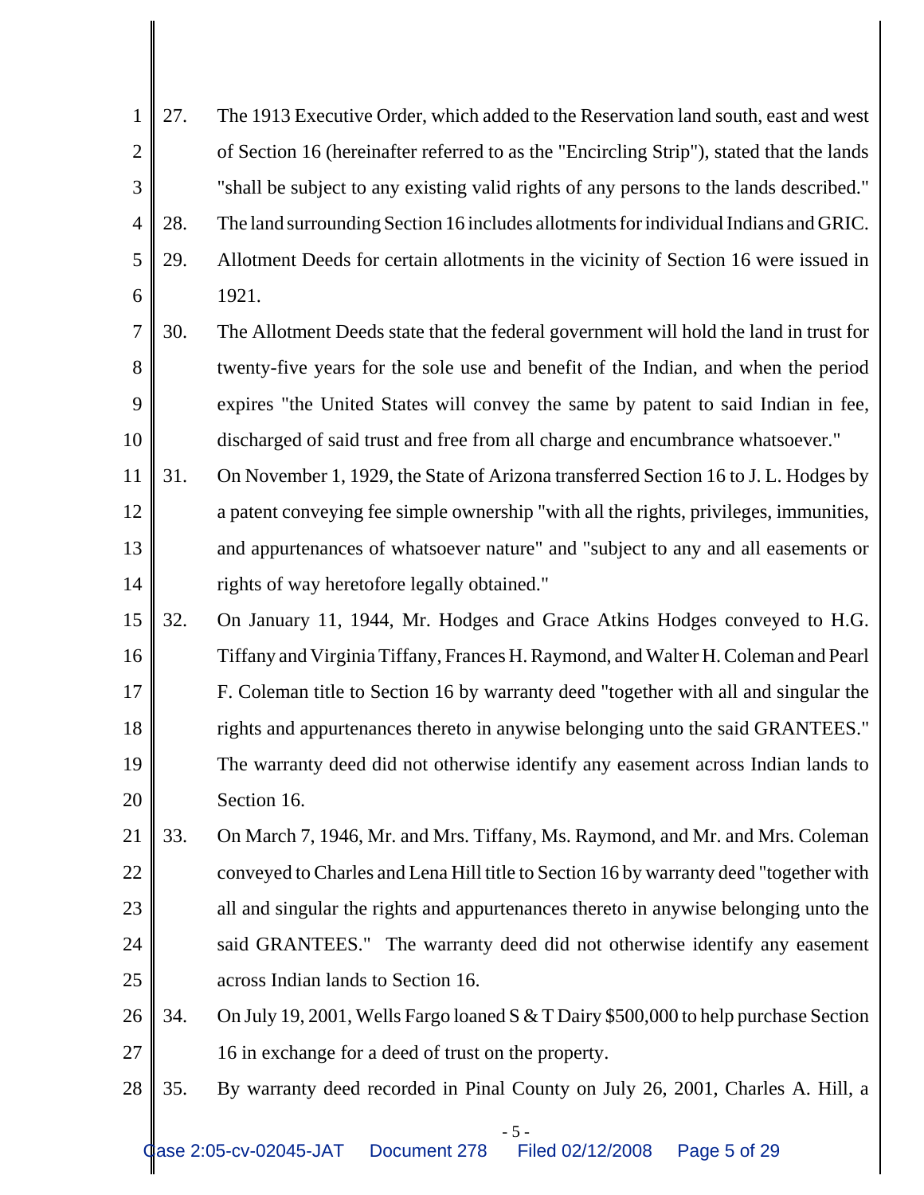27. The 1913 Executive Order, which added to the Reservation land south, east and west of Section 16 (hereinafter referred to as the "Encircling Strip"), stated that the lands "shall be subject to any existing valid rights of any persons to the lands described."

28. The land surrounding Section 16 includes allotments for individual Indians and GRIC.

29. Allotment Deeds for certain allotments in the vicinity of Section 16 were issued in 1921.

30. The Allotment Deeds state that the federal government will hold the land in trust for twenty-five years for the sole use and benefit of the Indian, and when the period expires "the United States will convey the same by patent to said Indian in fee, discharged of said trust and free from all charge and encumbrance whatsoever."

31. On November 1, 1929, the State of Arizona transferred Section 16 to J. L. Hodges by a patent conveying fee simple ownership "with all the rights, privileges, immunities, and appurtenances of whatsoever nature" and "subject to any and all easements or rights of way heretofore legally obtained."

32. On January 11, 1944, Mr. Hodges and Grace Atkins Hodges conveyed to H.G. Tiffany and Virginia Tiffany, Frances H. Raymond, and Walter H. Coleman and Pearl F. Coleman title to Section 16 by warranty deed "together with all and singular the rights and appurtenances thereto in anywise belonging unto the said GRANTEES." The warranty deed did not otherwise identify any easement across Indian lands to Section 16.

33. On March 7, 1946, Mr. and Mrs. Tiffany, Ms. Raymond, and Mr. and Mrs. Coleman conveyed to Charles and Lena Hill title to Section 16 by warranty deed "together with all and singular the rights and appurtenances thereto in anywise belonging unto the said GRANTEES." The warranty deed did not otherwise identify any easement across Indian lands to Section 16.

34. On July 19, 2001, Wells Fargo loaned S & T Dairy $500,000 to help purchase Section 16 in exchange for a deed of trust on the property.

35. By warranty deed recorded in Pinal County on July 26, 2001, Charles A. Hill, a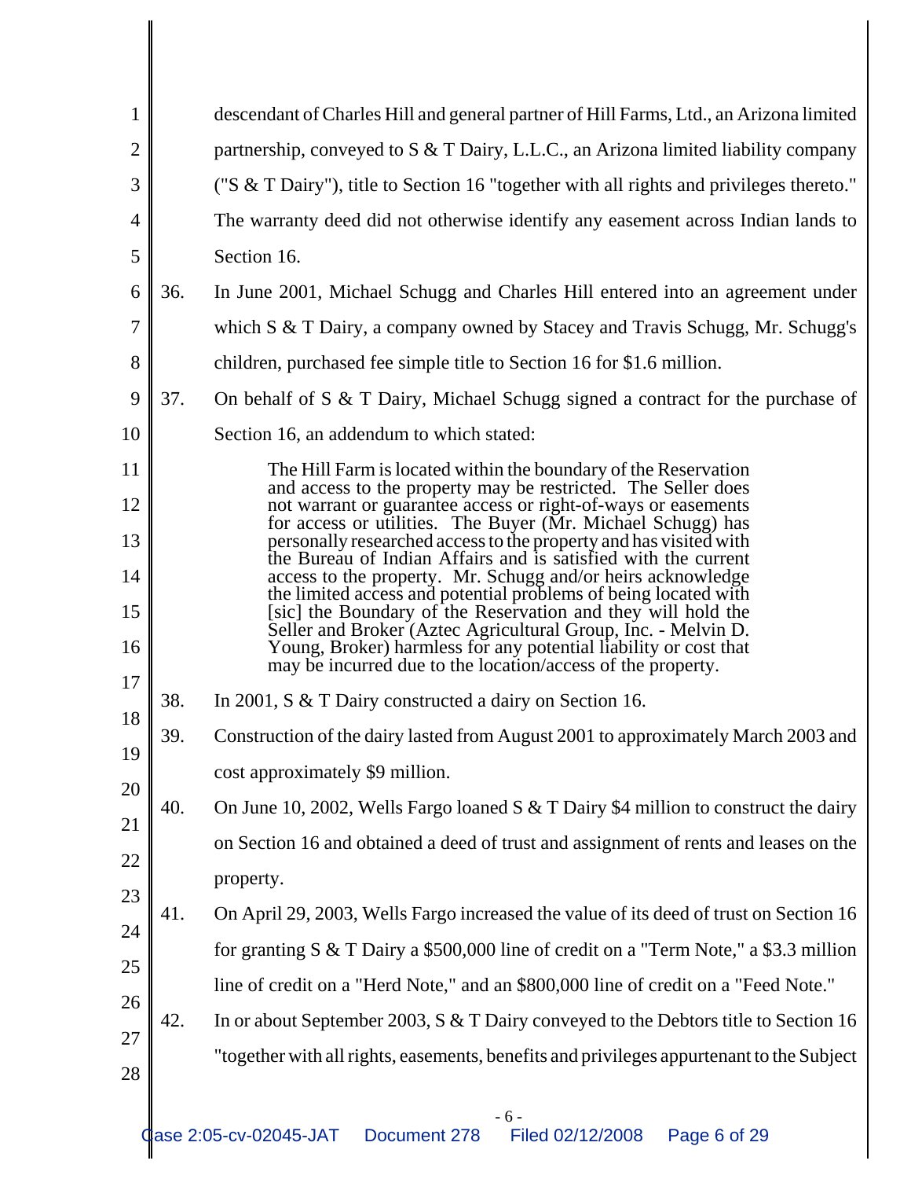descendant of Charles Hill and general partner of Hill Farms, Ltd., an Arizona limited partnership, conveyed to S & T Dairy, L.L.C., an Arizona limited liability company ("S & T Dairy"), title to Section 16 "together with all rights and privileges thereto." The warranty deed did not otherwise identify any easement across Indian lands to Section 16.

36. In June 2001, Michael Schugg and Charles Hill entered into an agreement under which S & T Dairy, a company owned by Stacey and Travis Schugg, Mr. Schugg's children, purchased fee simple title to Section 16 for $1.6 million.

37. On behalf of S & T Dairy, Michael Schugg signed a contract for the purchase of Section 16, an addendum to which stated:

> The Hill Farm is located within the boundary of the Reservation and access to the property may be restricted. The Seller does not warrant or guarantee access or right-of-ways or easements for access or utilities. The Buyer (Mr. Michael Schugg) has personally researched access to the property and has visited with the Bureau of Indian Affairs and is satisfied with the current access to the property. Mr. Schugg and/or heirs acknowledge the limited access and potential problems of being located with [sic] the Boundary of the Reservation and they will hold the Seller and Broker (Aztec Agricultural Group, Inc. - Melvin D. Young, Broker) harmless for any potential liability or cost that may be incurred due to the location/access of the property.

38. In 2001, S & T Dairy constructed a dairy on Section 16.

39. Construction of the dairy lasted from August 2001 to approximately March 2003 and cost approximately $9 million.

40. On June 10, 2002, Wells Fargo loaned S & T Dairy $4 million to construct the dairy on Section 16 and obtained a deed of trust and assignment of rents and leases on the property.

41. On April 29, 2003, Wells Fargo increased the value of its deed of trust on Section 16 for granting S & T Dairy a $500,000 line of credit on a "Term Note," a $3.3 million line of credit on a "Herd Note," and an $800,000 line of credit on a "Feed Note."

42. In or about September 2003, S & T Dairy conveyed to the Debtors title to Section 16 "together with all rights, easements, benefits and privileges appurtenant to the Subject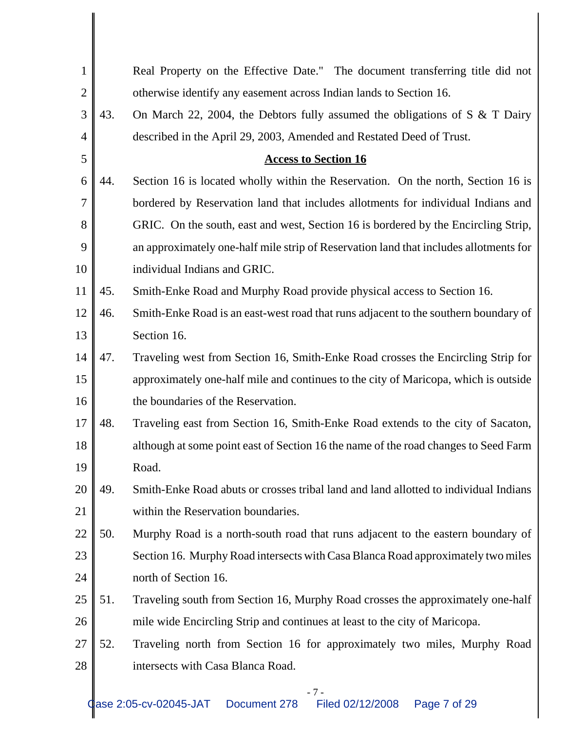Real Property on the Effective Date." The document transferring title did not otherwise identify any easement across Indian lands to Section 16.

43. On March 22, 2004, the Debtors fully assumed the obligations of S & T Dairy described in the April 29, 2003, Amended and Restated Deed of Trust.

**Access to Section 16**

44. Section 16 is located wholly within the Reservation. On the north, Section 16 is bordered by Reservation land that includes allotments for individual Indians and GRIC. On the south, east and west, Section 16 is bordered by the Encircling Strip, an approximately one-half mile strip of Reservation land that includes allotments for individual Indians and GRIC.

45. Smith-Enke Road and Murphy Road provide physical access to Section 16.

46. Smith-Enke Road is an east-west road that runs adjacent to the southern boundary of Section 16.

47. Traveling west from Section 16, Smith-Enke Road crosses the Encircling Strip for approximately one-half mile and continues to the city of Maricopa, which is outside the boundaries of the Reservation.

48. Traveling east from Section 16, Smith-Enke Road extends to the city of Sacaton, although at some point east of Section 16 the name of the road changes to Seed Farm Road.

49. Smith-Enke Road abuts or crosses tribal land and land allotted to individual Indians within the Reservation boundaries.

50. Murphy Road is a north-south road that runs adjacent to the eastern boundary of Section 16. Murphy Road intersects with Casa Blanca Road approximately two miles north of Section 16.

51. Traveling south from Section 16, Murphy Road crosses the approximately one-half mile wide Encircling Strip and continues at least to the city of Maricopa.

52. Traveling north from Section 16 for approximately two miles, Murphy Road intersects with Casa Blanca Road.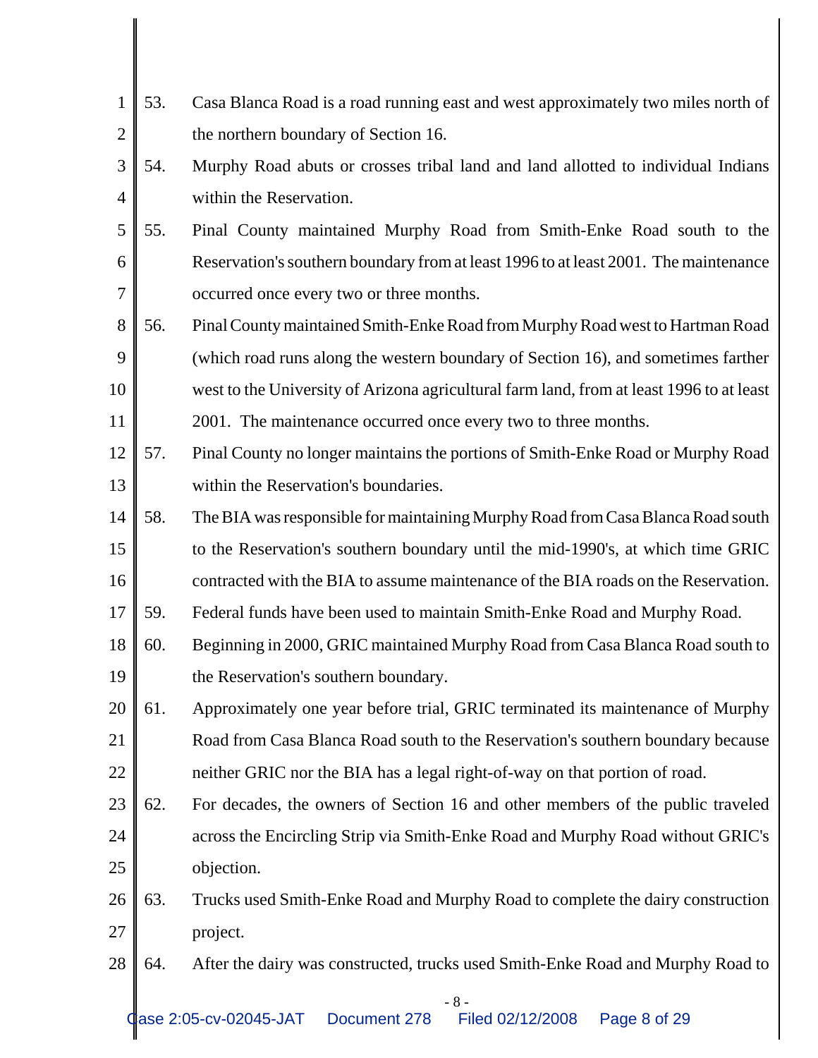53. Casa Blanca Road is a road running east and west approximately two miles north of the northern boundary of Section 16.

54. Murphy Road abuts or crosses tribal land and land allotted to individual Indians within the Reservation.

55. Pinal County maintained Murphy Road from Smith-Enke Road south to the Reservation's southern boundary from at least 1996 to at least 2001. The maintenance occurred once every two or three months.

56. Pinal County maintained Smith-Enke Road from Murphy Road west to Hartman Road (which road runs along the western boundary of Section 16), and sometimes farther west to the University of Arizona agricultural farm land, from at least 1996 to at least 2001. The maintenance occurred once every two to three months.

57. Pinal County no longer maintains the portions of Smith-Enke Road or Murphy Road within the Reservation's boundaries.

58. The BIA was responsible for maintaining Murphy Road from Casa Blanca Road south to the Reservation's southern boundary until the mid-1990's, at which time GRIC contracted with the BIA to assume maintenance of the BIA roads on the Reservation.

59. Federal funds have been used to maintain Smith-Enke Road and Murphy Road.

60. Beginning in 2000, GRIC maintained Murphy Road from Casa Blanca Road south to the Reservation's southern boundary.

61. Approximately one year before trial, GRIC terminated its maintenance of Murphy Road from Casa Blanca Road south to the Reservation's southern boundary because neither GRIC nor the BIA has a legal right-of-way on that portion of road.

62. For decades, the owners of Section 16 and other members of the public traveled across the Encircling Strip via Smith-Enke Road and Murphy Road without GRIC's objection.

63. Trucks used Smith-Enke Road and Murphy Road to complete the dairy construction project.

64. After the dairy was constructed, trucks used Smith-Enke Road and Murphy Road to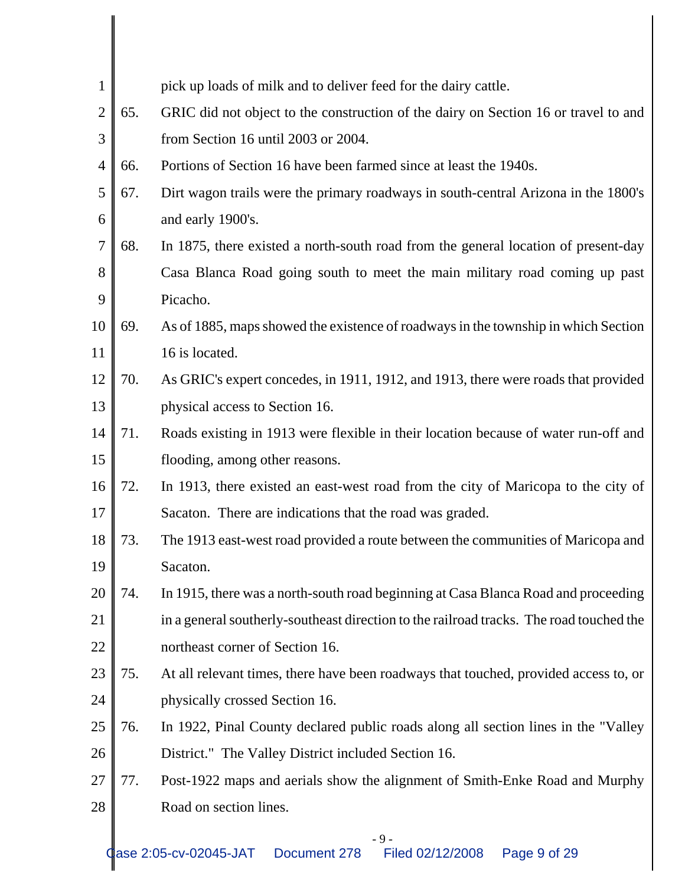pick up loads of milk and to deliver feed for the dairy cattle.

65. GRIC did not object to the construction of the dairy on Section 16 or travel to and from Section 16 until 2003 or 2004.

66. Portions of Section 16 have been farmed since at least the 1940s.

67. Dirt wagon trails were the primary roadways in south-central Arizona in the 1800's and early 1900's.

68. In 1875, there existed a north-south road from the general location of present-day Casa Blanca Road going south to meet the main military road coming up past Picacho.

69. As of 1885, maps showed the existence of roadways in the township in which Section 16 is located.

70. As GRIC's expert concedes, in 1911, 1912, and 1913, there were roads that provided physical access to Section 16.

71. Roads existing in 1913 were flexible in their location because of water run-off and flooding, among other reasons.

72. In 1913, there existed an east-west road from the city of Maricopa to the city of Sacaton. There are indications that the road was graded.

73. The 1913 east-west road provided a route between the communities of Maricopa and Sacaton.

74. In 1915, there was a north-south road beginning at Casa Blanca Road and proceeding in a general southerly-southeast direction to the railroad tracks. The road touched the northeast corner of Section 16.

75. At all relevant times, there have been roadways that touched, provided access to, or physically crossed Section 16.

76. In 1922, Pinal County declared public roads along all section lines in the "Valley District." The Valley District included Section 16.

77. Post-1922 maps and aerials show the alignment of Smith-Enke Road and Murphy Road on section lines.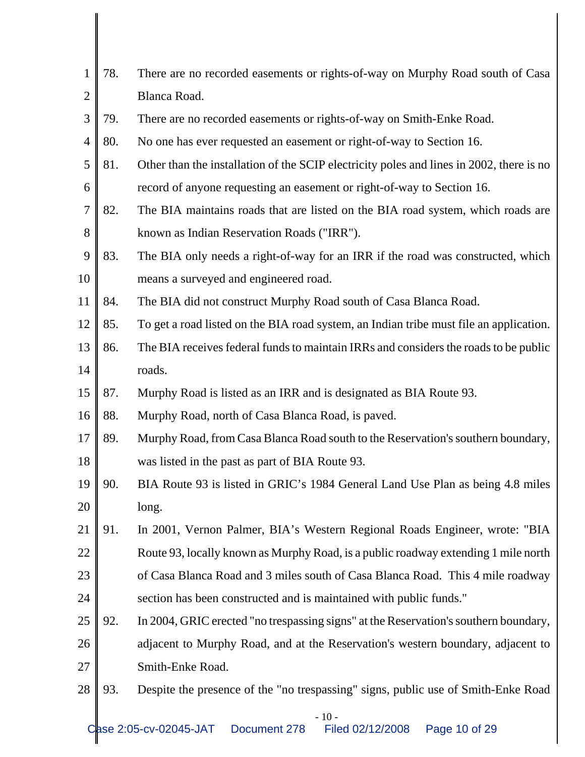78. There are no recorded easements or rights-of-way on Murphy Road south of Casa Blanca Road.

79. There are no recorded easements or rights-of-way on Smith-Enke Road.

80. No one has ever requested an easement or right-of-way to Section 16.

81. Other than the installation of the SCIP electricity poles and lines in 2002, there is no record of anyone requesting an easement or right-of-way to Section 16.

82. The BIA maintains roads that are listed on the BIA road system, which roads are known as Indian Reservation Roads ("IRR").

83. The BIA only needs a right-of-way for an IRR if the road was constructed, which means a surveyed and engineered road.

84. The BIA did not construct Murphy Road south of Casa Blanca Road.

85. To get a road listed on the BIA road system, an Indian tribe must file an application.

86. The BIA receives federal funds to maintain IRRs and considers the roads to be public roads.

87. Murphy Road is listed as an IRR and is designated as BIA Route 93.

88. Murphy Road, north of Casa Blanca Road, is paved.

89. Murphy Road, from Casa Blanca Road south to the Reservation's southern boundary, was listed in the past as part of BIA Route 93.

90. BIA Route 93 is listed in GRIC's 1984 General Land Use Plan as being 4.8 miles long.

91. In 2001, Vernon Palmer, BIA's Western Regional Roads Engineer, wrote: "BIA Route 93, locally known as Murphy Road, is a public roadway extending 1 mile north of Casa Blanca Road and 3 miles south of Casa Blanca Road. This 4 mile roadway section has been constructed and is maintained with public funds."

92. In 2004, GRIC erected "no trespassing signs" at the Reservation's southern boundary, adjacent to Murphy Road, and at the Reservation's western boundary, adjacent to Smith-Enke Road.

93. Despite the presence of the "no trespassing" signs, public use of Smith-Enke Road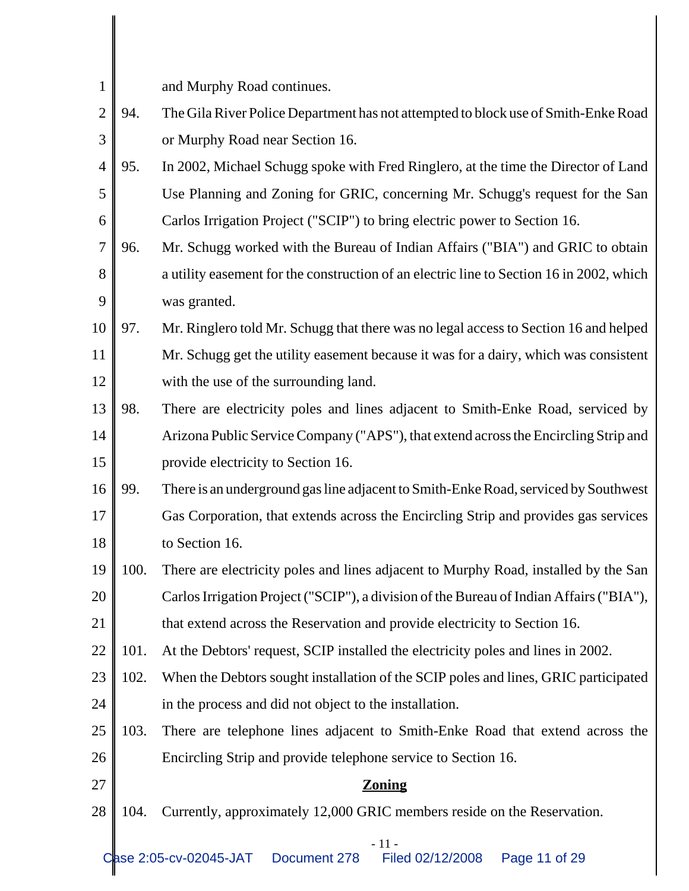and Murphy Road continues.

94. The Gila River Police Department has not attempted to block use of Smith-Enke Road or Murphy Road near Section 16.

95. In 2002, Michael Schugg spoke with Fred Ringlero, at the time the Director of Land Use Planning and Zoning for GRIC, concerning Mr. Schugg's request for the San Carlos Irrigation Project ("SCIP") to bring electric power to Section 16.

96. Mr. Schugg worked with the Bureau of Indian Affairs ("BIA") and GRIC to obtain a utility easement for the construction of an electric line to Section 16 in 2002, which was granted.

97. Mr. Ringlero told Mr. Schugg that there was no legal access to Section 16 and helped Mr. Schugg get the utility easement because it was for a dairy, which was consistent with the use of the surrounding land.

98. There are electricity poles and lines adjacent to Smith-Enke Road, serviced by Arizona Public Service Company ("APS"), that extend across the Encircling Strip and provide electricity to Section 16.

99. There is an underground gas line adjacent to Smith-Enke Road, serviced by Southwest Gas Corporation, that extends across the Encircling Strip and provides gas services to Section 16.

100. There are electricity poles and lines adjacent to Murphy Road, installed by the San Carlos Irrigation Project ("SCIP"), a division of the Bureau of Indian Affairs ("BIA"), that extend across the Reservation and provide electricity to Section 16.

101. At the Debtors' request, SCIP installed the electricity poles and lines in 2002.

102. When the Debtors sought installation of the SCIP poles and lines, GRIC participated in the process and did not object to the installation.

103. There are telephone lines adjacent to Smith-Enke Road that extend across the Encircling Strip and provide telephone service to Section 16.

## **Zoning**

104. Currently, approximately 12,000 GRIC members reside on the Reservation.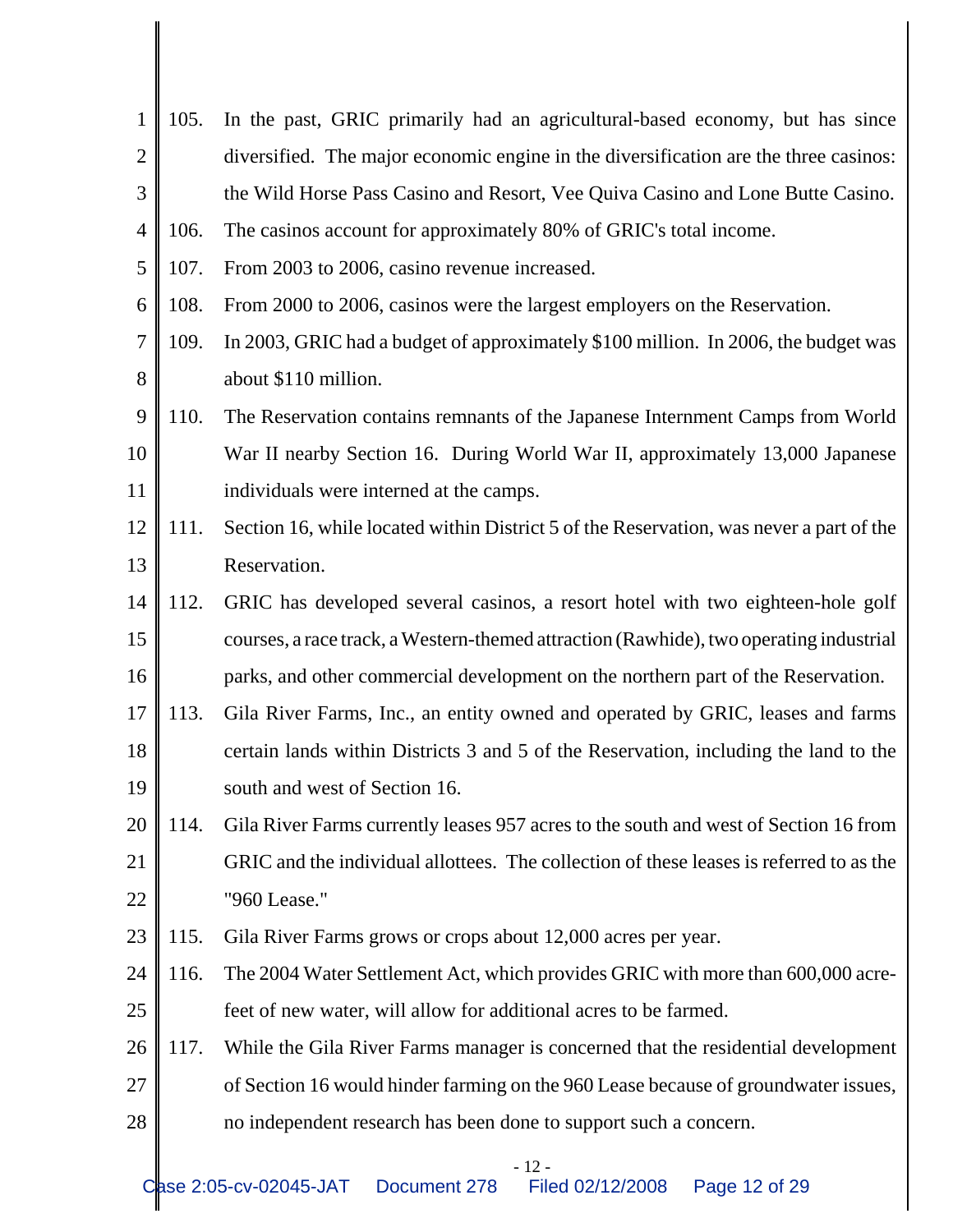105. In the past, GRIC primarily had an agricultural-based economy, but has since diversified. The major economic engine in the diversification are the three casinos: the Wild Horse Pass Casino and Resort, Vee Quiva Casino and Lone Butte Casino.

106. The casinos account for approximately 80% of GRIC's total income.

107. From 2003 to 2006, casino revenue increased.

108. From 2000 to 2006, casinos were the largest employers on the Reservation.

109. In 2003, GRIC had a budget of approximately $100 million. In 2006, the budget was about $110 million.

110. The Reservation contains remnants of the Japanese Internment Camps from World War II nearby Section 16. During World War II, approximately 13,000 Japanese individuals were interned at the camps.

111. Section 16, while located within District 5 of the Reservation, was never a part of the Reservation.

112. GRIC has developed several casinos, a resort hotel with two eighteen-hole golf courses, a race track, a Western-themed attraction (Rawhide), two operating industrial parks, and other commercial development on the northern part of the Reservation.

113. Gila River Farms, Inc., an entity owned and operated by GRIC, leases and farms certain lands within Districts 3 and 5 of the Reservation, including the land to the south and west of Section 16.

114. Gila River Farms currently leases 957 acres to the south and west of Section 16 from GRIC and the individual allottees. The collection of these leases is referred to as the "960 Lease."

115. Gila River Farms grows or crops about 12,000 acres per year.

116. The 2004 Water Settlement Act, which provides GRIC with more than 600,000 acre-feet of new water, will allow for additional acres to be farmed.

117. While the Gila River Farms manager is concerned that the residential development of Section 16 would hinder farming on the 960 Lease because of groundwater issues, no independent research has been done to support such a concern.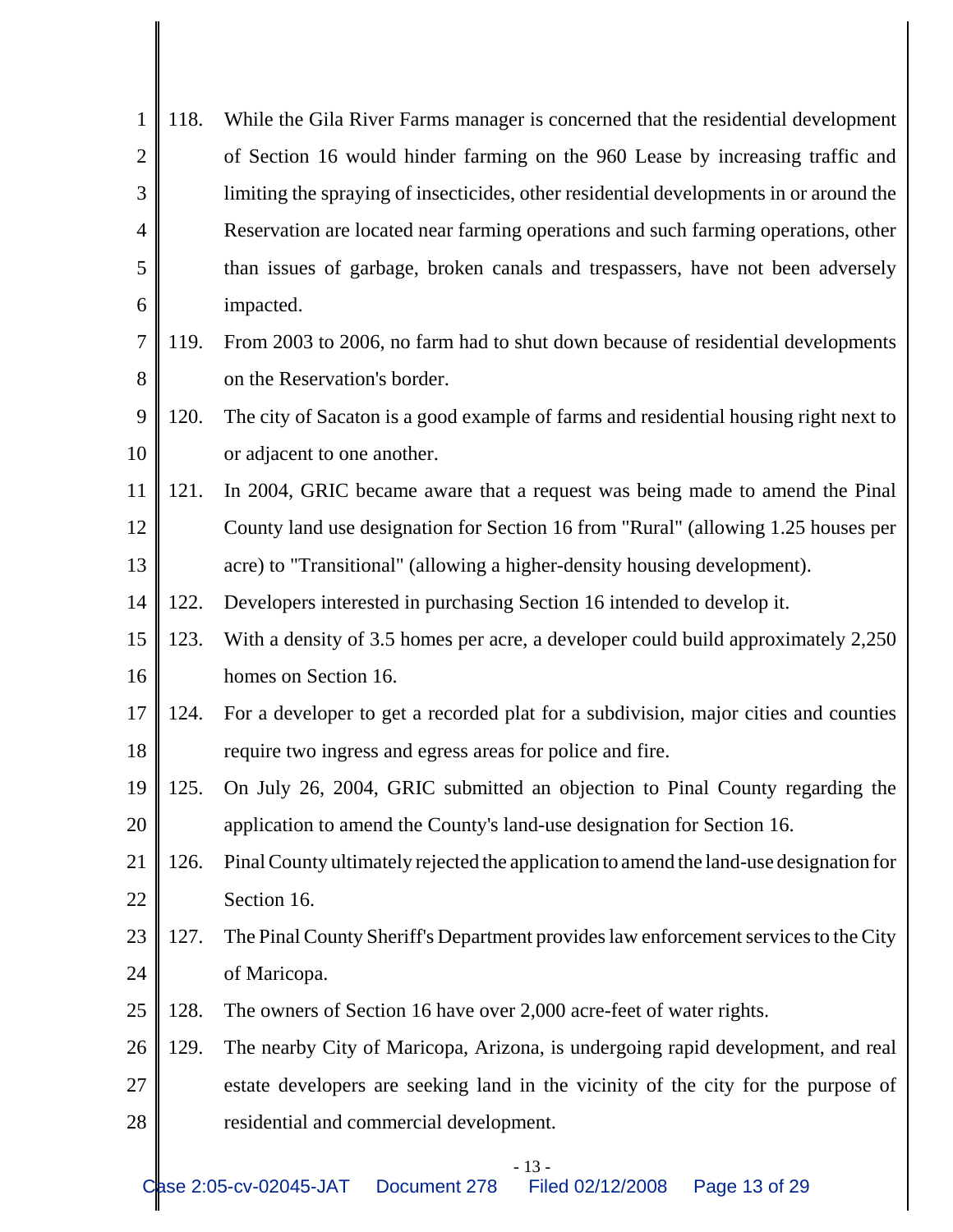118. While the Gila River Farms manager is concerned that the residential development of Section 16 would hinder farming on the 960 Lease by increasing traffic and limiting the spraying of insecticides, other residential developments in or around the Reservation are located near farming operations and such farming operations, other than issues of garbage, broken canals and trespassers, have not been adversely impacted.

119. From 2003 to 2006, no farm had to shut down because of residential developments on the Reservation's border.

120. The city of Sacaton is a good example of farms and residential housing right next to or adjacent to one another.

121. In 2004, GRIC became aware that a request was being made to amend the Pinal County land use designation for Section 16 from "Rural" (allowing 1.25 houses per acre) to "Transitional" (allowing a higher-density housing development).

122. Developers interested in purchasing Section 16 intended to develop it.

123. With a density of 3.5 homes per acre, a developer could build approximately 2,250 homes on Section 16.

124. For a developer to get a recorded plat for a subdivision, major cities and counties require two ingress and egress areas for police and fire.

125. On July 26, 2004, GRIC submitted an objection to Pinal County regarding the application to amend the County's land-use designation for Section 16.

126. Pinal County ultimately rejected the application to amend the land-use designation for Section 16.

127. The Pinal County Sheriff's Department provides law enforcement services to the City of Maricopa.

128. The owners of Section 16 have over 2,000 acre-feet of water rights.

129. The nearby City of Maricopa, Arizona, is undergoing rapid development, and real estate developers are seeking land in the vicinity of the city for the purpose of residential and commercial development.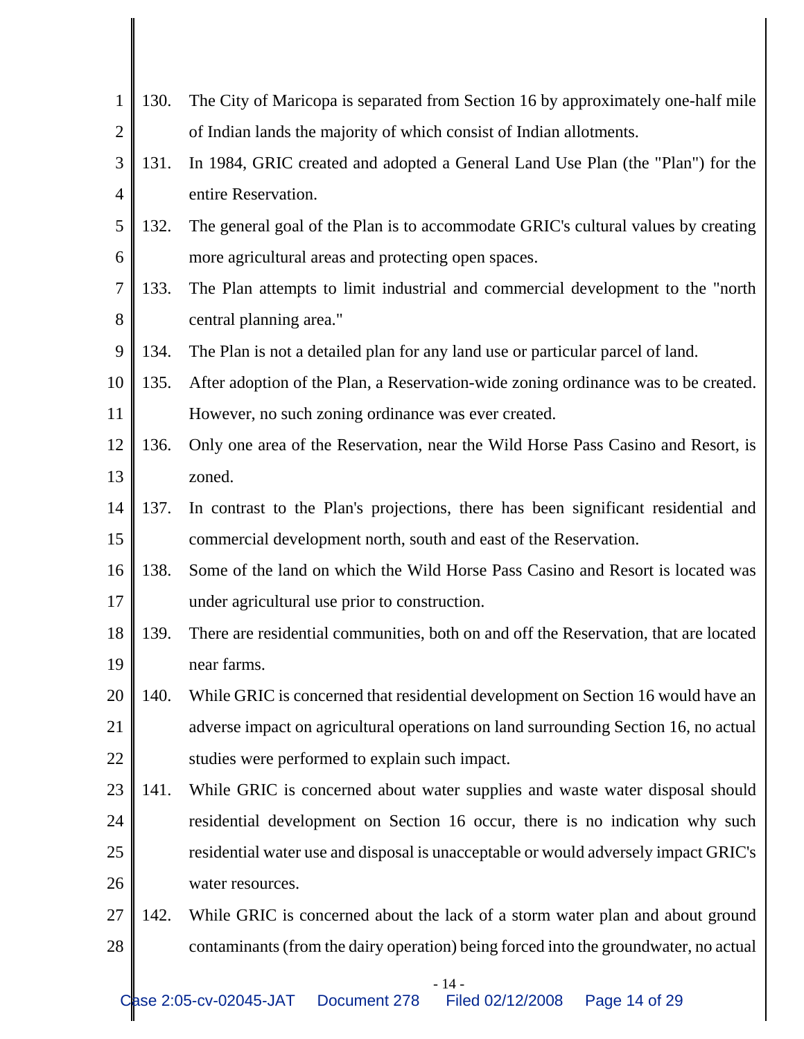130. The City of Maricopa is separated from Section 16 by approximately one-half mile of Indian lands the majority of which consist of Indian allotments.

131. In 1984, GRIC created and adopted a General Land Use Plan (the "Plan") for the entire Reservation.

132. The general goal of the Plan is to accommodate GRIC's cultural values by creating more agricultural areas and protecting open spaces.

133. The Plan attempts to limit industrial and commercial development to the "north central planning area."

134. The Plan is not a detailed plan for any land use or particular parcel of land.

135. After adoption of the Plan, a Reservation-wide zoning ordinance was to be created. However, no such zoning ordinance was ever created.

136. Only one area of the Reservation, near the Wild Horse Pass Casino and Resort, is zoned.

137. In contrast to the Plan's projections, there has been significant residential and commercial development north, south and east of the Reservation.

138. Some of the land on which the Wild Horse Pass Casino and Resort is located was under agricultural use prior to construction.

139. There are residential communities, both on and off the Reservation, that are located near farms.

140. While GRIC is concerned that residential development on Section 16 would have an adverse impact on agricultural operations on land surrounding Section 16, no actual studies were performed to explain such impact.

141. While GRIC is concerned about water supplies and waste water disposal should residential development on Section 16 occur, there is no indication why such residential water use and disposal is unacceptable or would adversely impact GRIC's water resources.

142. While GRIC is concerned about the lack of a storm water plan and about ground contaminants (from the dairy operation) being forced into the groundwater, no actual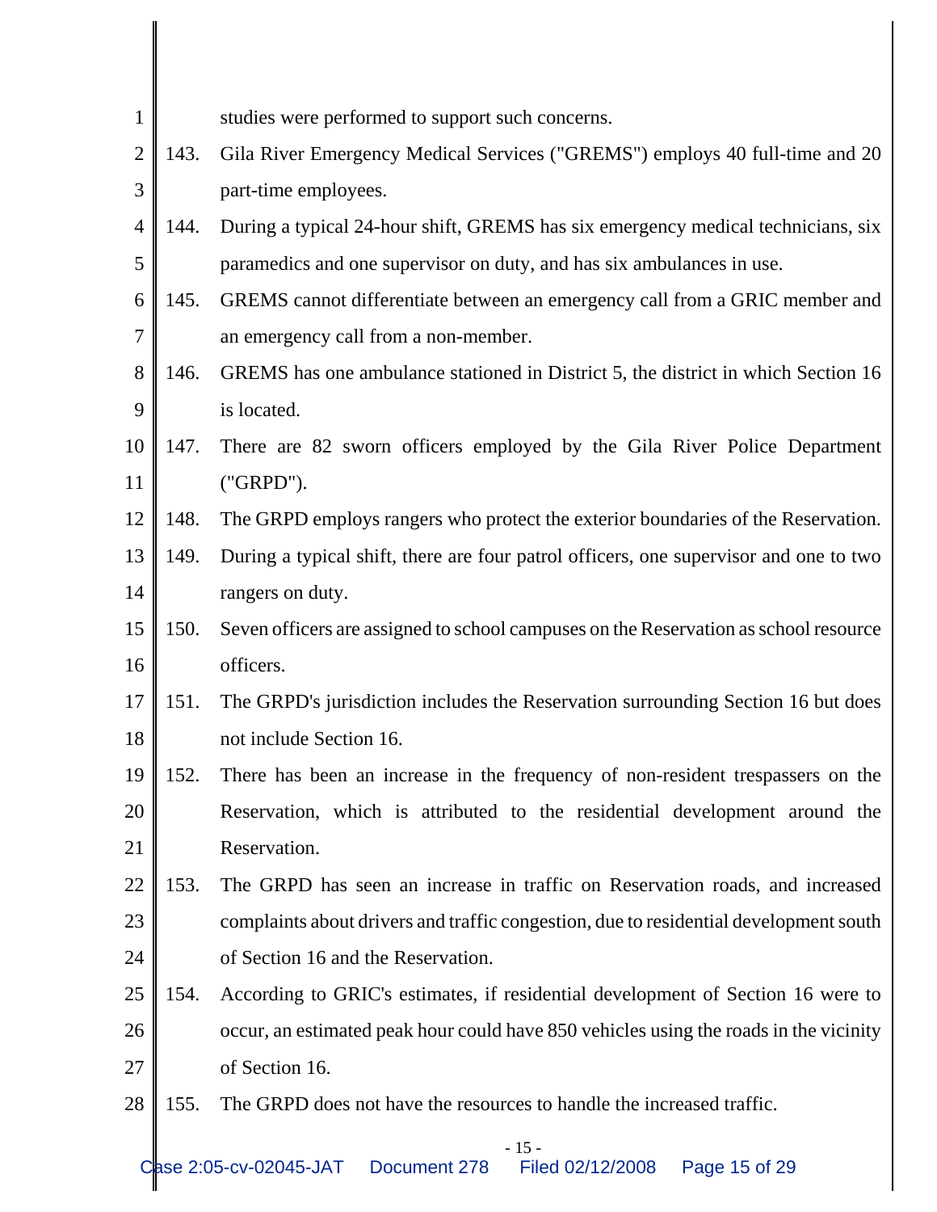studies were performed to support such concerns.

143. Gila River Emergency Medical Services ("GREMS") employs 40 full-time and 20 part-time employees.

144. During a typical 24-hour shift, GREMS has six emergency medical technicians, six paramedics and one supervisor on duty, and has six ambulances in use.

145. GREMS cannot differentiate between an emergency call from a GRIC member and an emergency call from a non-member.

146. GREMS has one ambulance stationed in District 5, the district in which Section 16 is located.

147. There are 82 sworn officers employed by the Gila River Police Department ("GRPD").

148. The GRPD employs rangers who protect the exterior boundaries of the Reservation.

149. During a typical shift, there are four patrol officers, one supervisor and one to two rangers on duty.

150. Seven officers are assigned to school campuses on the Reservation as school resource officers.

151. The GRPD's jurisdiction includes the Reservation surrounding Section 16 but does not include Section 16.

152. There has been an increase in the frequency of non-resident trespassers on the Reservation, which is attributed to the residential development around the Reservation.

153. The GRPD has seen an increase in traffic on Reservation roads, and increased complaints about drivers and traffic congestion, due to residential development south of Section 16 and the Reservation.

154. According to GRIC's estimates, if residential development of Section 16 were to occur, an estimated peak hour could have 850 vehicles using the roads in the vicinity of Section 16.

155. The GRPD does not have the resources to handle the increased traffic.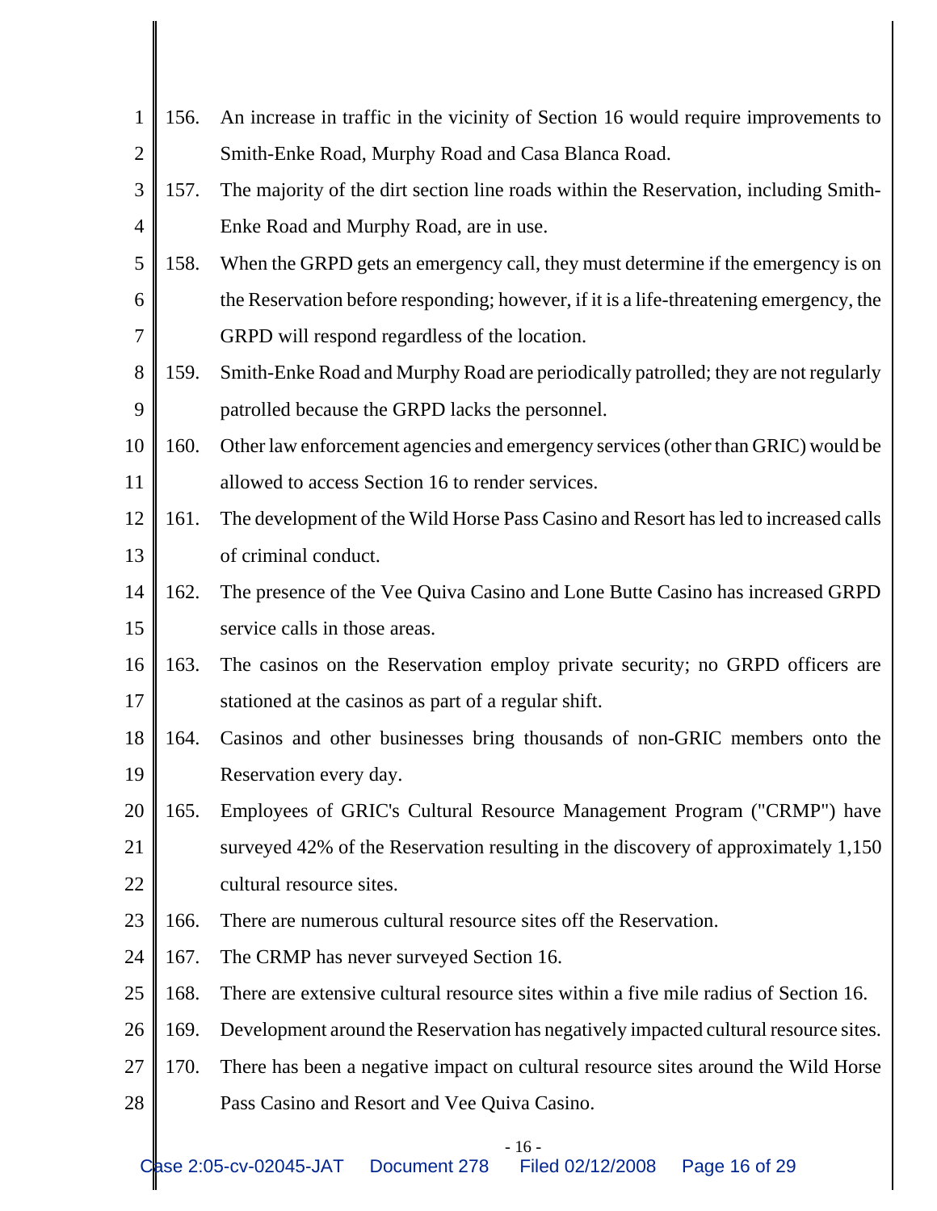156. An increase in traffic in the vicinity of Section 16 would require improvements to Smith-Enke Road, Murphy Road and Casa Blanca Road.

157. The majority of the dirt section line roads within the Reservation, including Smith-Enke Road and Murphy Road, are in use.

158. When the GRPD gets an emergency call, they must determine if the emergency is on the Reservation before responding; however, if it is a life-threatening emergency, the GRPD will respond regardless of the location.

159. Smith-Enke Road and Murphy Road are periodically patrolled; they are not regularly patrolled because the GRPD lacks the personnel.

160. Other law enforcement agencies and emergency services (other than GRIC) would be allowed to access Section 16 to render services.

161. The development of the Wild Horse Pass Casino and Resort has led to increased calls of criminal conduct.

162. The presence of the Vee Quiva Casino and Lone Butte Casino has increased GRPD service calls in those areas.

163. The casinos on the Reservation employ private security; no GRPD officers are stationed at the casinos as part of a regular shift.

164. Casinos and other businesses bring thousands of non-GRIC members onto the Reservation every day.

165. Employees of GRIC's Cultural Resource Management Program ("CRMP") have surveyed 42% of the Reservation resulting in the discovery of approximately 1,150 cultural resource sites.

166. There are numerous cultural resource sites off the Reservation.

167. The CRMP has never surveyed Section 16.

168. There are extensive cultural resource sites within a five mile radius of Section 16.

169. Development around the Reservation has negatively impacted cultural resource sites.

170. There has been a negative impact on cultural resource sites around the Wild Horse Pass Casino and Resort and Vee Quiva Casino.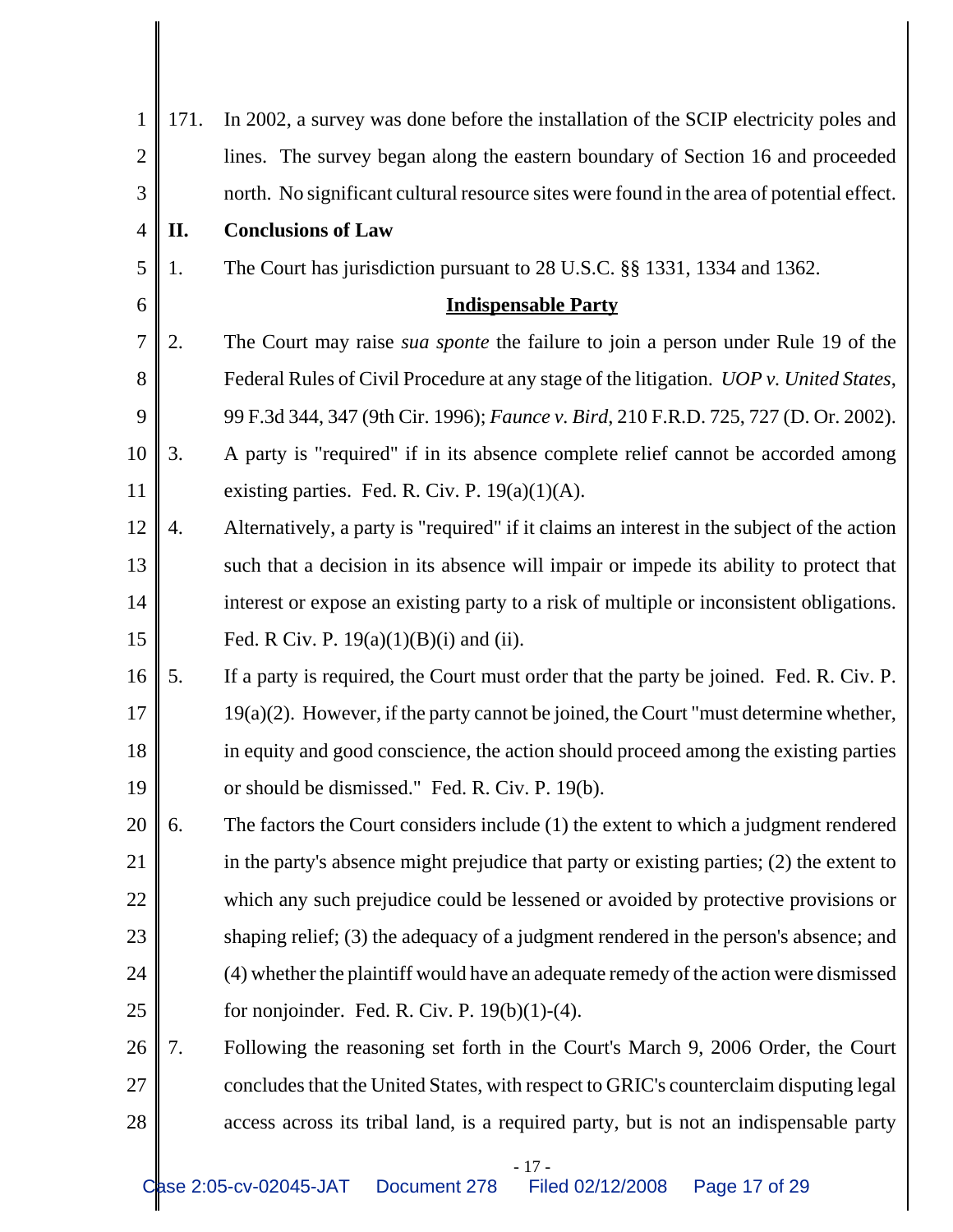171. In 2002, a survey was done before the installation of the SCIP electricity poles and lines. The survey began along the eastern boundary of Section 16 and proceeded north. No significant cultural resource sites were found in the area of potential effect.

## II. Conclusions of Law

1. The Court has jurisdiction pursuant to 28 U.S.C. §§ 1331, 1334 and 1362.

### Indispensable Party

2. The Court may raise *sua sponte* the failure to join a person under Rule 19 of the Federal Rules of Civil Procedure at any stage of the litigation. *UOP v. United States*, 99 F.3d 344, 347 (9th Cir. 1996); *Faunce v. Bird*, 210 F.R.D. 725, 727 (D. Or. 2002).

3. A party is "required" if in its absence complete relief cannot be accorded among existing parties. Fed. R. Civ. P. 19(a)(1)(A).

4. Alternatively, a party is "required" if it claims an interest in the subject of the action such that a decision in its absence will impair or impede its ability to protect that interest or expose an existing party to a risk of multiple or inconsistent obligations. Fed. R Civ. P. 19(a)(1)(B)(i) and (ii).

5. If a party is required, the Court must order that the party be joined. Fed. R. Civ. P. 19(a)(2). However, if the party cannot be joined, the Court "must determine whether, in equity and good conscience, the action should proceed among the existing parties or should be dismissed." Fed. R. Civ. P. 19(b).

6. The factors the Court considers include (1) the extent to which a judgment rendered in the party's absence might prejudice that party or existing parties; (2) the extent to which any such prejudice could be lessened or avoided by protective provisions or shaping relief; (3) the adequacy of a judgment rendered in the person's absence; and (4) whether the plaintiff would have an adequate remedy of the action were dismissed for nonjoinder. Fed. R. Civ. P. 19(b)(1)-(4).

7. Following the reasoning set forth in the Court's March 9, 2006 Order, the Court concludes that the United States, with respect to GRIC's counterclaim disputing legal access across its tribal land, is a required party, but is not an indispensable party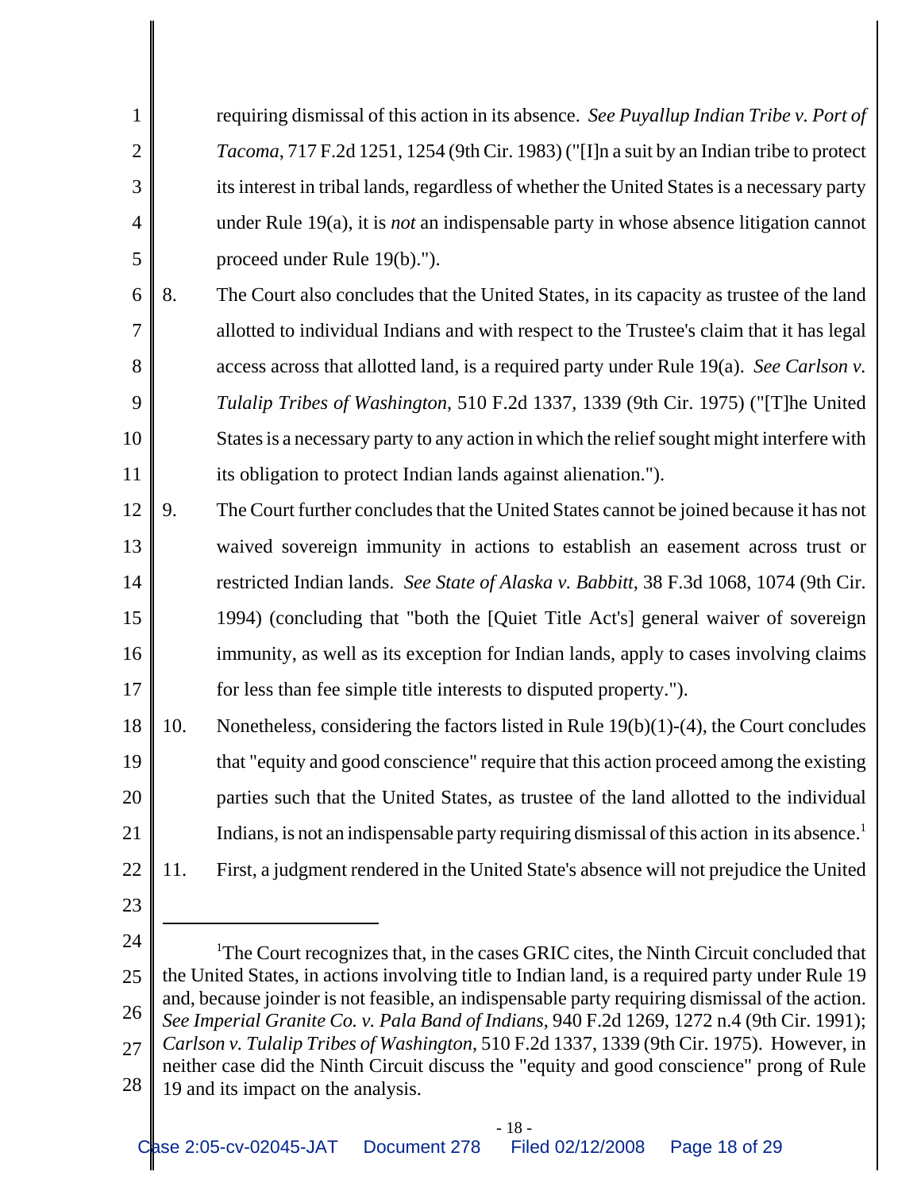requiring dismissal of this action in its absence. *See Puyallup Indian Tribe v. Port of Tacoma*, 717 F.2d 1251, 1254 (9th Cir. 1983) ("[I]n a suit by an Indian tribe to protect its interest in tribal lands, regardless of whether the United States is a necessary party under Rule 19(a), it is *not* an indispensable party in whose absence litigation cannot proceed under Rule 19(b).").

8. The Court also concludes that the United States, in its capacity as trustee of the land allotted to individual Indians and with respect to the Trustee's claim that it has legal access across that allotted land, is a required party under Rule 19(a). *See Carlson v. Tulalip Tribes of Washington*, 510 F.2d 1337, 1339 (9th Cir. 1975) ("[T]he United States is a necessary party to any action in which the relief sought might interfere with its obligation to protect Indian lands against alienation.").

9. The Court further concludes that the United States cannot be joined because it has not waived sovereign immunity in actions to establish an easement across trust or restricted Indian lands. *See State of Alaska v. Babbitt*, 38 F.3d 1068, 1074 (9th Cir. 1994) (concluding that "both the [Quiet Title Act's] general waiver of sovereign immunity, as well as its exception for Indian lands, apply to cases involving claims for less than fee simple title interests to disputed property.").

10. Nonetheless, considering the factors listed in Rule 19(b)(1)-(4), the Court concludes that "equity and good conscience" require that this action proceed among the existing parties such that the United States, as trustee of the land allotted to the individual Indians, is not an indispensable party requiring dismissal of this action in its absence.[1]

11. First, a judgment rendered in the United State's absence will not prejudice the United

---

[1]The Court recognizes that, in the cases GRIC cites, the Ninth Circuit concluded that the United States, in actions involving title to Indian land, is a required party under Rule 19 and, because joinder is not feasible, an indispensable party requiring dismissal of the action. *See Imperial Granite Co. v. Pala Band of Indians*, 940 F.2d 1269, 1272 n.4 (9th Cir. 1991); *Carlson v. Tulalip Tribes of Washington*, 510 F.2d 1337, 1339 (9th Cir. 1975). However, in neither case did the Ninth Circuit discuss the "equity and good conscience" prong of Rule 19 and its impact on the analysis.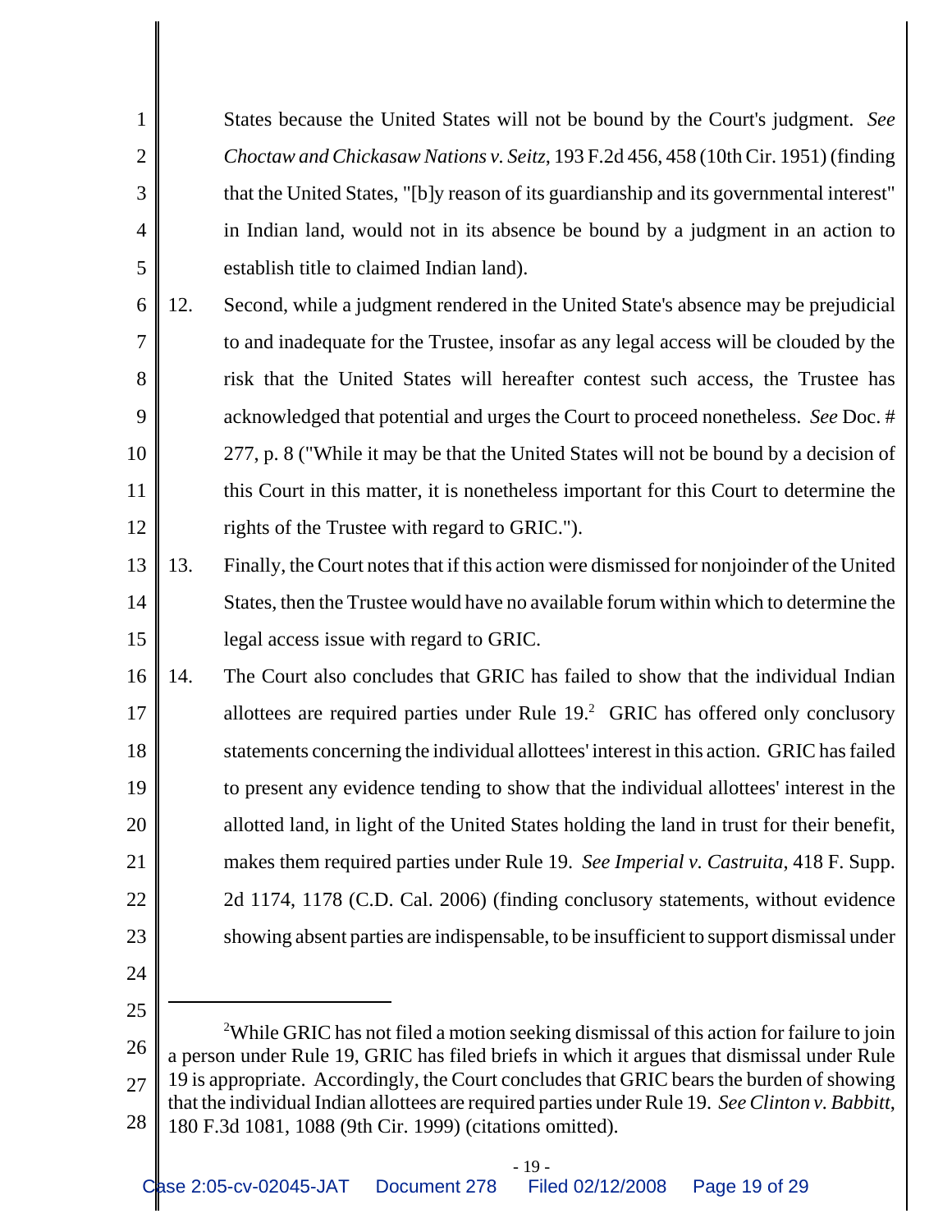States because the United States will not be bound by the Court's judgment. *See Choctaw and Chickasaw Nations v. Seitz*, 193 F.2d 456, 458 (10th Cir. 1951) (finding that the United States, "[b]y reason of its guardianship and its governmental interest" in Indian land, would not in its absence be bound by a judgment in an action to establish title to claimed Indian land).

12. Second, while a judgment rendered in the United State's absence may be prejudicial to and inadequate for the Trustee, insofar as any legal access will be clouded by the risk that the United States will hereafter contest such access, the Trustee has acknowledged that potential and urges the Court to proceed nonetheless. *See* Doc. # 277, p. 8 ("While it may be that the United States will not be bound by a decision of this Court in this matter, it is nonetheless important for this Court to determine the rights of the Trustee with regard to GRIC.").

13. Finally, the Court notes that if this action were dismissed for nonjoinder of the United States, then the Trustee would have no available forum within which to determine the legal access issue with regard to GRIC.

14. The Court also concludes that GRIC has failed to show that the individual Indian allottees are required parties under Rule 19.[2] GRIC has offered only conclusory statements concerning the individual allottees' interest in this action. GRIC has failed to present any evidence tending to show that the individual allottees' interest in the allotted land, in light of the United States holding the land in trust for their benefit, makes them required parties under Rule 19. *See Imperial v. Castruita*, 418 F. Supp. 2d 1174, 1178 (C.D. Cal. 2006) (finding conclusory statements, without evidence showing absent parties are indispensable, to be insufficient to support dismissal under

---

[2] While GRIC has not filed a motion seeking dismissal of this action for failure to join a person under Rule 19, GRIC has filed briefs in which it argues that dismissal under Rule 19 is appropriate. Accordingly, the Court concludes that GRIC bears the burden of showing that the individual Indian allottees are required parties under Rule 19. *See Clinton v. Babbitt*, 180 F.3d 1081, 1088 (9th Cir. 1999) (citations omitted).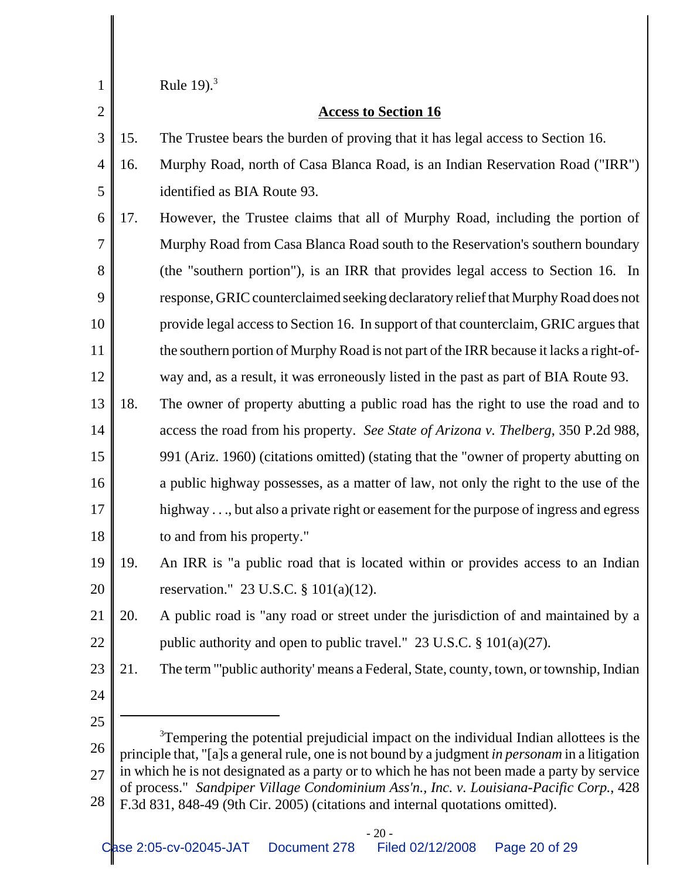Rule 19).[3]

**Access to Section 16**

15. The Trustee bears the burden of proving that it has legal access to Section 16.

16. Murphy Road, north of Casa Blanca Road, is an Indian Reservation Road ("IRR") identified as BIA Route 93.

17. However, the Trustee claims that all of Murphy Road, including the portion of Murphy Road from Casa Blanca Road south to the Reservation's southern boundary (the "southern portion"), is an IRR that provides legal access to Section 16. In response, GRIC counterclaimed seeking declaratory relief that Murphy Road does not provide legal access to Section 16. In support of that counterclaim, GRIC argues that the southern portion of Murphy Road is not part of the IRR because it lacks a right-of-way and, as a result, it was erroneously listed in the past as part of BIA Route 93.

18. The owner of property abutting a public road has the right to use the road and to access the road from his property. *See State of Arizona v. Thelberg*, 350 P.2d 988, 991 (Ariz. 1960) (citations omitted) (stating that the "owner of property abutting on a public highway possesses, as a matter of law, not only the right to the use of the highway . . ., but also a private right or easement for the purpose of ingress and egress to and from his property."

19. An IRR is "a public road that is located within or provides access to an Indian reservation." 23 U.S.C. § 101(a)(12).

20. A public road is "any road or street under the jurisdiction of and maintained by a public authority and open to public travel." 23 U.S.C. § 101(a)(27).

21. The term "'public authority' means a Federal, State, county, town, or township, Indian

---

[3] Tempering the potential prejudicial impact on the individual Indian allottees is the principle that, "[a]s a general rule, one is not bound by a judgment *in personam* in a litigation in which he is not designated as a party or to which he has not been made a party by service of process." *Sandpiper Village Condominium Ass'n., Inc. v. Louisiana-Pacific Corp.*, 428 F.3d 831, 848-49 (9th Cir. 2005) (citations and internal quotations omitted).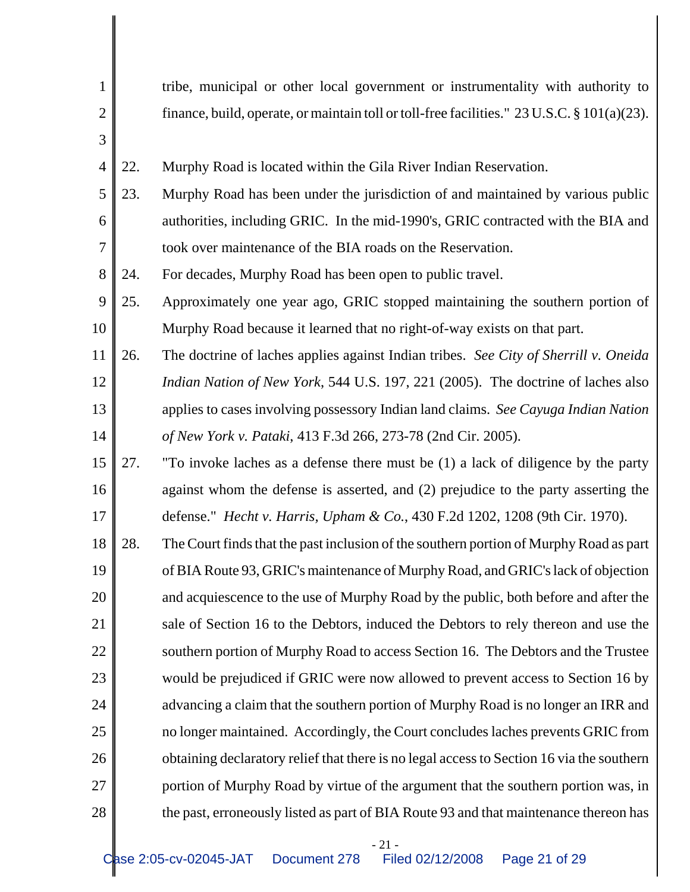tribe, municipal or other local government or instrumentality with authority to finance, build, operate, or maintain toll or toll-free facilities." 23 U.S.C. § 101(a)(23).

22. Murphy Road is located within the Gila River Indian Reservation.

23. Murphy Road has been under the jurisdiction of and maintained by various public authorities, including GRIC. In the mid-1990's, GRIC contracted with the BIA and took over maintenance of the BIA roads on the Reservation.

24. For decades, Murphy Road has been open to public travel.

25. Approximately one year ago, GRIC stopped maintaining the southern portion of Murphy Road because it learned that no right-of-way exists on that part.

26. The doctrine of laches applies against Indian tribes. *See City of Sherrill v. Oneida Indian Nation of New York*, 544 U.S. 197, 221 (2005). The doctrine of laches also applies to cases involving possessory Indian land claims. *See Cayuga Indian Nation of New York v. Pataki*, 413 F.3d 266, 273-78 (2nd Cir. 2005).

27. "To invoke laches as a defense there must be (1) a lack of diligence by the party against whom the defense is asserted, and (2) prejudice to the party asserting the defense." *Hecht v. Harris, Upham & Co.*, 430 F.2d 1202, 1208 (9th Cir. 1970).

28. The Court finds that the past inclusion of the southern portion of Murphy Road as part of BIA Route 93, GRIC's maintenance of Murphy Road, and GRIC's lack of objection and acquiescence to the use of Murphy Road by the public, both before and after the sale of Section 16 to the Debtors, induced the Debtors to rely thereon and use the southern portion of Murphy Road to access Section 16. The Debtors and the Trustee would be prejudiced if GRIC were now allowed to prevent access to Section 16 by advancing a claim that the southern portion of Murphy Road is no longer an IRR and no longer maintained. Accordingly, the Court concludes laches prevents GRIC from obtaining declaratory relief that there is no legal access to Section 16 via the southern portion of Murphy Road by virtue of the argument that the southern portion was, in the past, erroneously listed as part of BIA Route 93 and that maintenance thereon has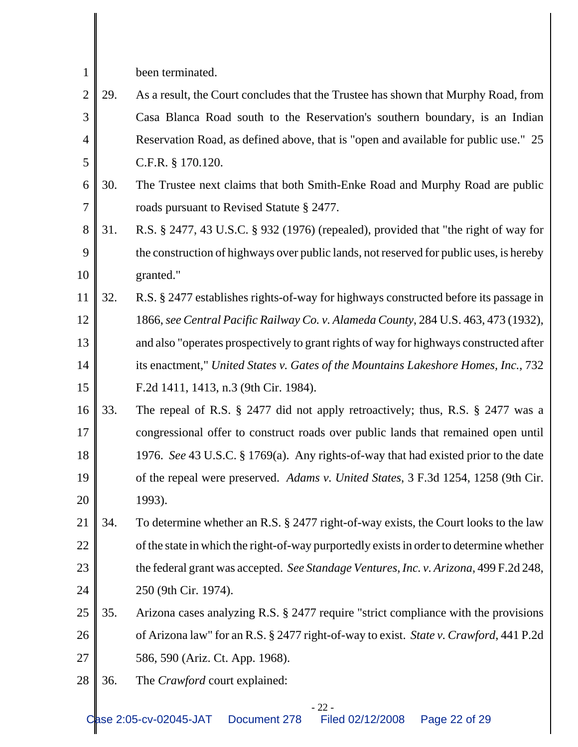been terminated.

29. As a result, the Court concludes that the Trustee has shown that Murphy Road, from Casa Blanca Road south to the Reservation's southern boundary, is an Indian Reservation Road, as defined above, that is "open and available for public use." 25 C.F.R. § 170.120.

30. The Trustee next claims that both Smith-Enke Road and Murphy Road are public roads pursuant to Revised Statute § 2477.

31. R.S. § 2477, 43 U.S.C. § 932 (1976) (repealed), provided that "the right of way for the construction of highways over public lands, not reserved for public uses, is hereby granted."

32. R.S. § 2477 establishes rights-of-way for highways constructed before its passage in 1866, *see Central Pacific Railway Co. v. Alameda County*, 284 U.S. 463, 473 (1932), and also "operates prospectively to grant rights of way for highways constructed after its enactment," *United States v. Gates of the Mountains Lakeshore Homes, Inc.*, 732 F.2d 1411, 1413, n.3 (9th Cir. 1984).

33. The repeal of R.S. § 2477 did not apply retroactively; thus, R.S. § 2477 was a congressional offer to construct roads over public lands that remained open until 1976. *See* 43 U.S.C. § 1769(a). Any rights-of-way that had existed prior to the date of the repeal were preserved. *Adams v. United States*, 3 F.3d 1254, 1258 (9th Cir. 1993).

34. To determine whether an R.S. § 2477 right-of-way exists, the Court looks to the law of the state in which the right-of-way purportedly exists in order to determine whether the federal grant was accepted. *See Standage Ventures, Inc. v. Arizona*, 499 F.2d 248, 250 (9th Cir. 1974).

35. Arizona cases analyzing R.S. § 2477 require "strict compliance with the provisions of Arizona law" for an R.S. § 2477 right-of-way to exist. *State v. Crawford*, 441 P.2d 586, 590 (Ariz. Ct. App. 1968).

36. The *Crawford* court explained: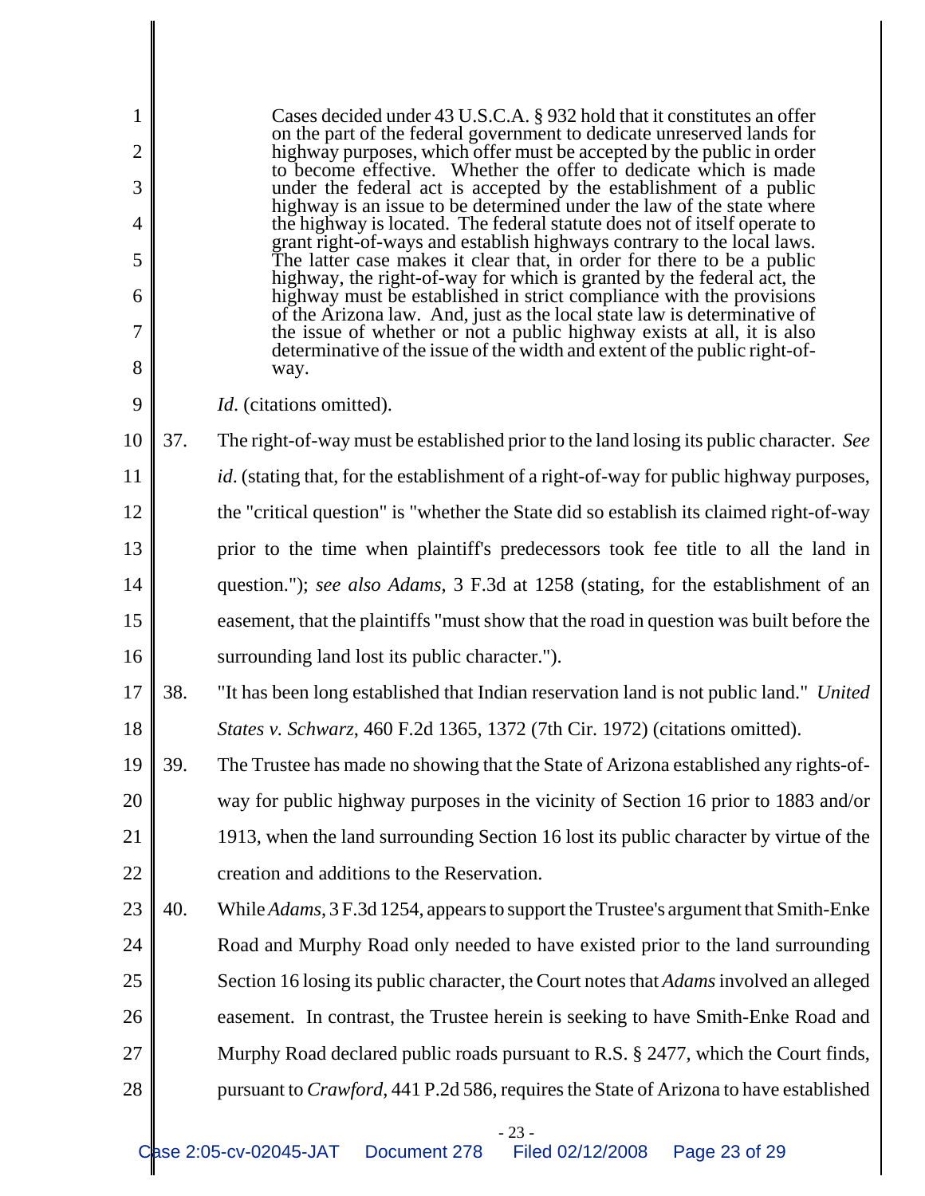> Cases decided under 43 U.S.C.A. § 932 hold that it constitutes an offer on the part of the federal government to dedicate unreserved lands for highway purposes, which offer must be accepted by the public in order to become effective. Whether the offer to dedicate which is made under the federal act is accepted by the establishment of a public highway is an issue to be determined under the law of the state where the highway is located. The federal statute does not of itself operate to grant right-of-ways and establish highways contrary to the local laws. The latter case makes it clear that, in order for there to be a public highway, the right-of-way for which is granted by the federal act, the highway must be established in strict compliance with the provisions of the Arizona law. And, just as the local state law is determinative of the issue of whether or not a public highway exists at all, it is also determinative of the issue of the width and extent of the public right-of-way.

*Id*. (citations omitted).

37. The right-of-way must be established prior to the land losing its public character. *See id*. (stating that, for the establishment of a right-of-way for public highway purposes, the "critical question" is "whether the State did so establish its claimed right-of-way prior to the time when plaintiff's predecessors took fee title to all the land in question."); *see also Adams*, 3 F.3d at 1258 (stating, for the establishment of an easement, that the plaintiffs "must show that the road in question was built before the surrounding land lost its public character.").

38. "It has been long established that Indian reservation land is not public land." *United States v. Schwarz*, 460 F.2d 1365, 1372 (7th Cir. 1972) (citations omitted).

39. The Trustee has made no showing that the State of Arizona established any rights-of-way for public highway purposes in the vicinity of Section 16 prior to 1883 and/or 1913, when the land surrounding Section 16 lost its public character by virtue of the creation and additions to the Reservation.

40. While *Adams*, 3 F.3d 1254, appears to support the Trustee's argument that Smith-Enke Road and Murphy Road only needed to have existed prior to the land surrounding Section 16 losing its public character, the Court notes that *Adams* involved an alleged easement. In contrast, the Trustee herein is seeking to have Smith-Enke Road and Murphy Road declared public roads pursuant to R.S. § 2477, which the Court finds, pursuant to *Crawford*, 441 P.2d 586, requires the State of Arizona to have established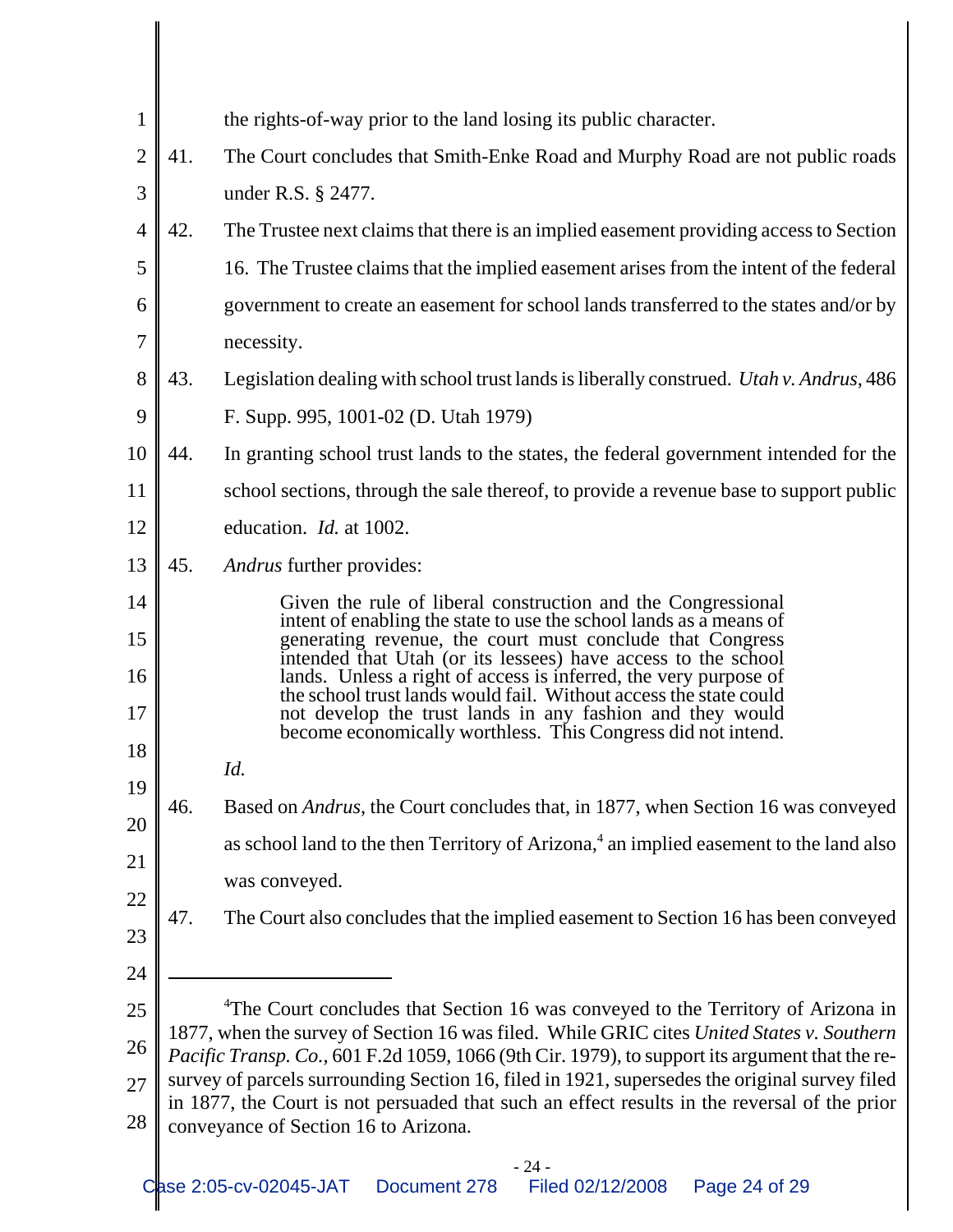the rights-of-way prior to the land losing its public character.

41. The Court concludes that Smith-Enke Road and Murphy Road are not public roads under R.S. § 2477.

42. The Trustee next claims that there is an implied easement providing access to Section 16. The Trustee claims that the implied easement arises from the intent of the federal government to create an easement for school lands transferred to the states and/or by necessity.

43. Legislation dealing with school trust lands is liberally construed. *Utah v. Andrus*, 486 F. Supp. 995, 1001-02 (D. Utah 1979)

44. In granting school trust lands to the states, the federal government intended for the school sections, through the sale thereof, to provide a revenue base to support public education. *Id.* at 1002.

45. *Andrus* further provides:

> Given the rule of liberal construction and the Congressional intent of enabling the state to use the school lands as a means of generating revenue, the court must conclude that Congress intended that Utah (or its lessees) have access to the school lands. Unless a right of access is inferred, the very purpose of the school trust lands would fail. Without access the state could not develop the trust lands in any fashion and they would become economically worthless. This Congress did not intend.

*Id.*

46. Based on *Andrus*, the Court concludes that, in 1877, when Section 16 was conveyed as school land to the then Territory of Arizona,[4] an implied easement to the land also was conveyed.

47. The Court also concludes that the implied easement to Section 16 has been conveyed

---

[4] The Court concludes that Section 16 was conveyed to the Territory of Arizona in 1877, when the survey of Section 16 was filed. While GRIC cites *United States v. Southern Pacific Transp. Co.*, 601 F.2d 1059, 1066 (9th Cir. 1979), to support its argument that the re-survey of parcels surrounding Section 16, filed in 1921, supersedes the original survey filed in 1877, the Court is not persuaded that such an effect results in the reversal of the prior conveyance of Section 16 to Arizona.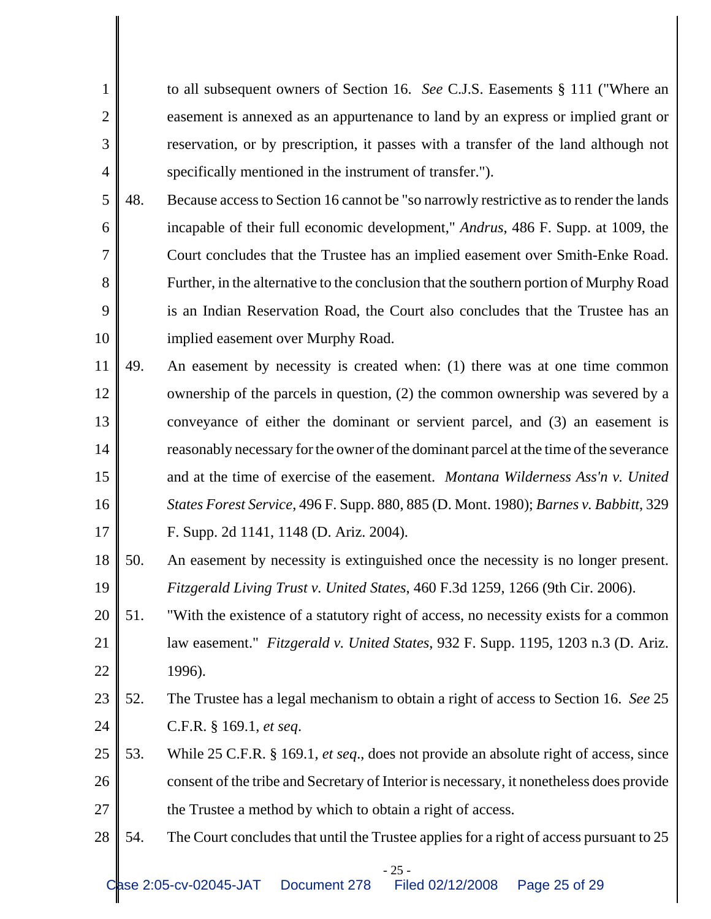to all subsequent owners of Section 16. *See* C.J.S. Easements § 111 ("Where an easement is annexed as an appurtenance to land by an express or implied grant or reservation, or by prescription, it passes with a transfer of the land although not specifically mentioned in the instrument of transfer.").

48. Because access to Section 16 cannot be "so narrowly restrictive as to render the lands incapable of their full economic development," *Andrus*, 486 F. Supp. at 1009, the Court concludes that the Trustee has an implied easement over Smith-Enke Road. Further, in the alternative to the conclusion that the southern portion of Murphy Road is an Indian Reservation Road, the Court also concludes that the Trustee has an implied easement over Murphy Road.

49. An easement by necessity is created when: (1) there was at one time common ownership of the parcels in question, (2) the common ownership was severed by a conveyance of either the dominant or servient parcel, and (3) an easement is reasonably necessary for the owner of the dominant parcel at the time of the severance and at the time of exercise of the easement. *Montana Wilderness Ass'n v. United States Forest Service*, 496 F. Supp. 880, 885 (D. Mont. 1980); *Barnes v. Babbitt*, 329 F. Supp. 2d 1141, 1148 (D. Ariz. 2004).

50. An easement by necessity is extinguished once the necessity is no longer present. *Fitzgerald Living Trust v. United States*, 460 F.3d 1259, 1266 (9th Cir. 2006).

51. "With the existence of a statutory right of access, no necessity exists for a common law easement." *Fitzgerald v. United States*, 932 F. Supp. 1195, 1203 n.3 (D. Ariz. 1996).

52. The Trustee has a legal mechanism to obtain a right of access to Section 16. *See* 25 C.F.R. § 169.1, *et seq*.

53. While 25 C.F.R. § 169.1, *et seq*., does not provide an absolute right of access, since consent of the tribe and Secretary of Interior is necessary, it nonetheless does provide the Trustee a method by which to obtain a right of access.

54. The Court concludes that until the Trustee applies for a right of access pursuant to 25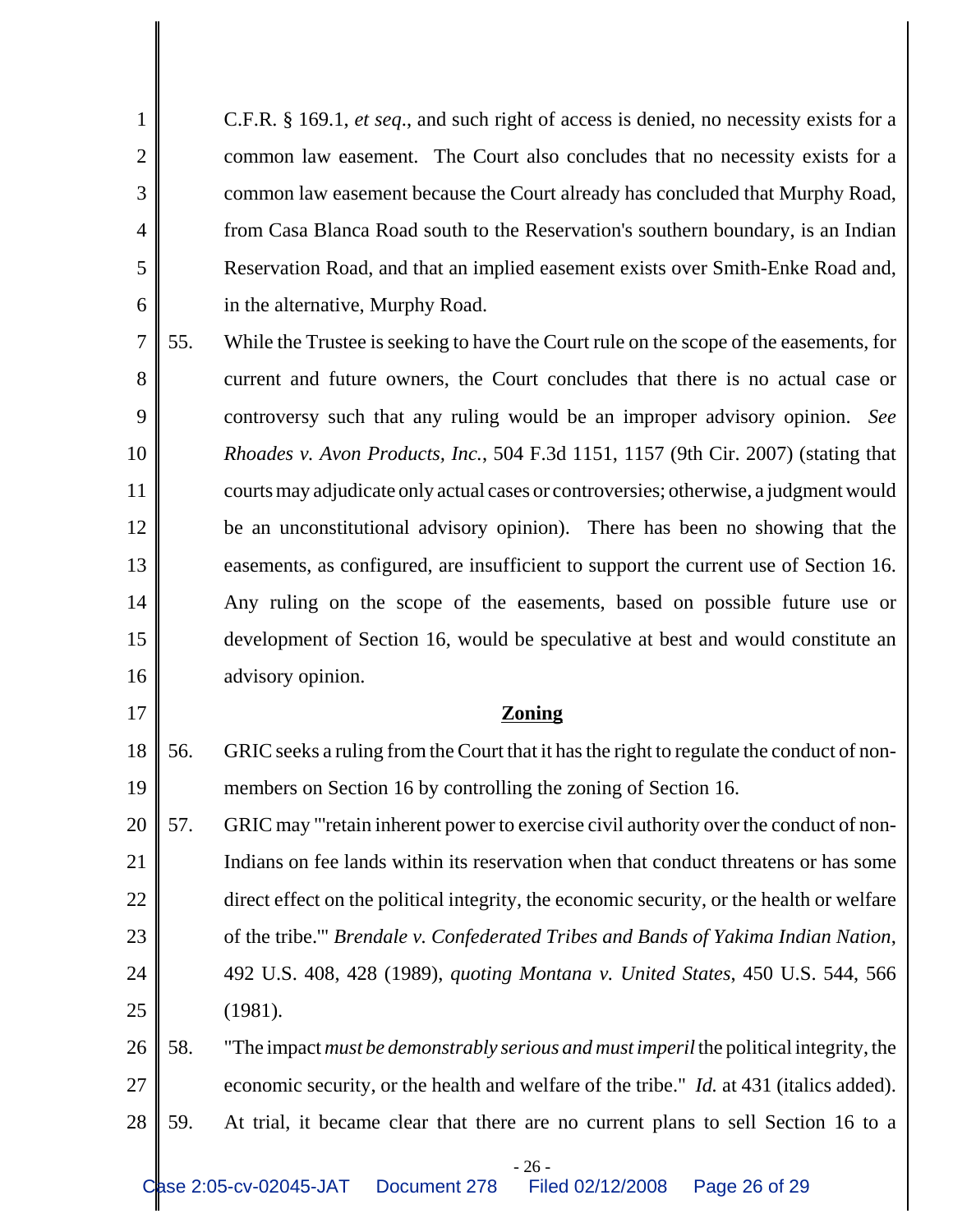C.F.R. § 169.1, *et seq*., and such right of access is denied, no necessity exists for a common law easement. The Court also concludes that no necessity exists for a common law easement because the Court already has concluded that Murphy Road, from Casa Blanca Road south to the Reservation's southern boundary, is an Indian Reservation Road, and that an implied easement exists over Smith-Enke Road and, in the alternative, Murphy Road.

55. While the Trustee is seeking to have the Court rule on the scope of the easements, for current and future owners, the Court concludes that there is no actual case or controversy such that any ruling would be an improper advisory opinion. *See Rhoades v. Avon Products, Inc.*, 504 F.3d 1151, 1157 (9th Cir. 2007) (stating that courts may adjudicate only actual cases or controversies; otherwise, a judgment would be an unconstitutional advisory opinion). There has been no showing that the easements, as configured, are insufficient to support the current use of Section 16. Any ruling on the scope of the easements, based on possible future use or development of Section 16, would be speculative at best and would constitute an advisory opinion.

**Zoning**

56. GRIC seeks a ruling from the Court that it has the right to regulate the conduct of non-members on Section 16 by controlling the zoning of Section 16.

57. GRIC may "'retain inherent power to exercise civil authority over the conduct of non-Indians on fee lands within its reservation when that conduct threatens or has some direct effect on the political integrity, the economic security, or the health or welfare of the tribe.'" *Brendale v. Confederated Tribes and Bands of Yakima Indian Nation*, 492 U.S. 408, 428 (1989), *quoting Montana v. United States*, 450 U.S. 544, 566 (1981).

58. "The impact *must be demonstrably serious and must imperil* the political integrity, the economic security, or the health and welfare of the tribe." *Id.* at 431 (italics added).

59. At trial, it became clear that there are no current plans to sell Section 16 to a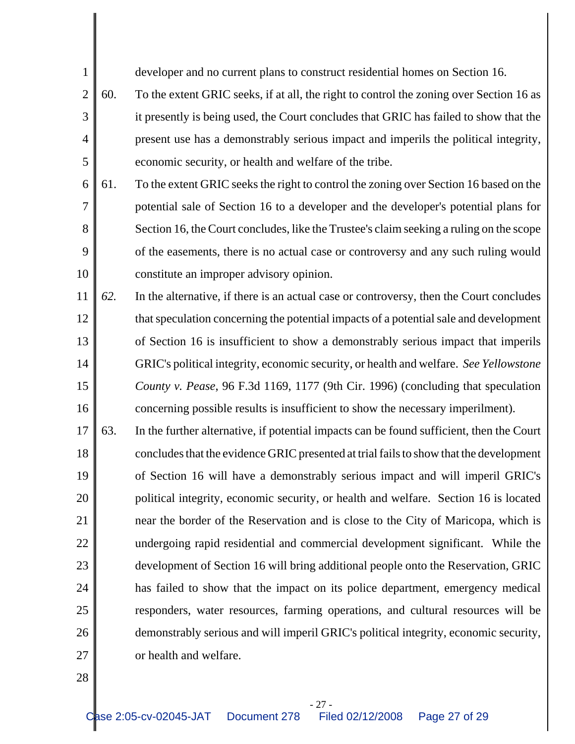developer and no current plans to construct residential homes on Section 16.

60. To the extent GRIC seeks, if at all, the right to control the zoning over Section 16 as it presently is being used, the Court concludes that GRIC has failed to show that the present use has a demonstrably serious impact and imperils the political integrity, economic security, or health and welfare of the tribe.

61. To the extent GRIC seeks the right to control the zoning over Section 16 based on the potential sale of Section 16 to a developer and the developer's potential plans for Section 16, the Court concludes, like the Trustee's claim seeking a ruling on the scope of the easements, there is no actual case or controversy and any such ruling would constitute an improper advisory opinion.

*62.* In the alternative, if there is an actual case or controversy, then the Court concludes that speculation concerning the potential impacts of a potential sale and development of Section 16 is insufficient to show a demonstrably serious impact that imperils GRIC's political integrity, economic security, or health and welfare. *See Yellowstone County v. Pease*, 96 F.3d 1169, 1177 (9th Cir. 1996) (concluding that speculation concerning possible results is insufficient to show the necessary imperilment).

63. In the further alternative, if potential impacts can be found sufficient, then the Court concludes that the evidence GRIC presented at trial fails to show that the development of Section 16 will have a demonstrably serious impact and will imperil GRIC's political integrity, economic security, or health and welfare. Section 16 is located near the border of the Reservation and is close to the City of Maricopa, which is undergoing rapid residential and commercial development significant. While the development of Section 16 will bring additional people onto the Reservation, GRIC has failed to show that the impact on its police department, emergency medical responders, water resources, farming operations, and cultural resources will be demonstrably serious and will imperil GRIC's political integrity, economic security, or health and welfare.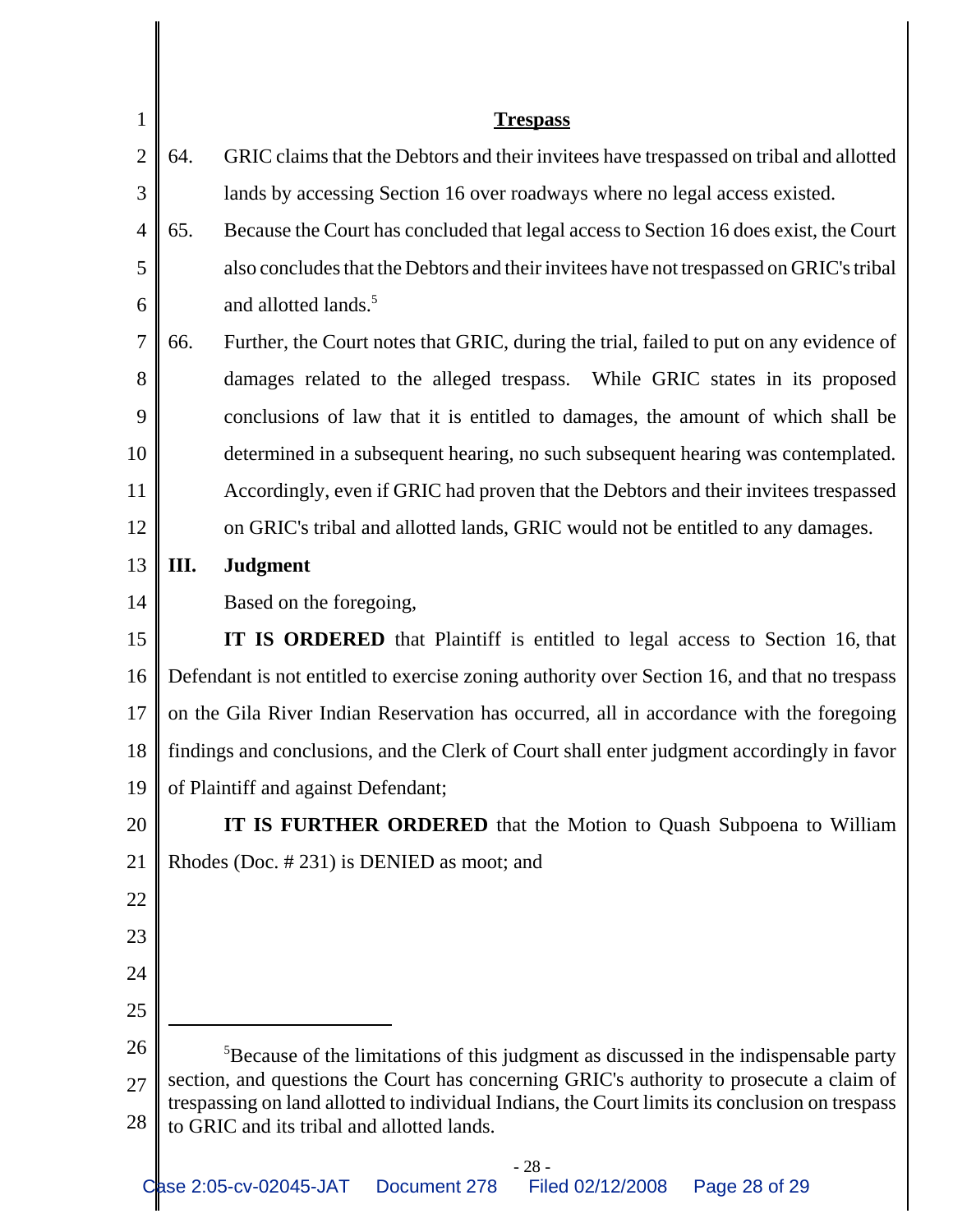**Trespass**

64. GRIC claims that the Debtors and their invitees have trespassed on tribal and allotted lands by accessing Section 16 over roadways where no legal access existed.

65. Because the Court has concluded that legal access to Section 16 does exist, the Court also concludes that the Debtors and their invitees have not trespassed on GRIC's tribal and allotted lands.[5]

66. Further, the Court notes that GRIC, during the trial, failed to put on any evidence of damages related to the alleged trespass. While GRIC states in its proposed conclusions of law that it is entitled to damages, the amount of which shall be determined in a subsequent hearing, no such subsequent hearing was contemplated. Accordingly, even if GRIC had proven that the Debtors and their invitees trespassed on GRIC's tribal and allotted lands, GRIC would not be entitled to any damages.

## III. Judgment

Based on the foregoing,

**IT IS ORDERED** that Plaintiff is entitled to legal access to Section 16, that Defendant is not entitled to exercise zoning authority over Section 16, and that no trespass on the Gila River Indian Reservation has occurred, all in accordance with the foregoing findings and conclusions, and the Clerk of Court shall enter judgment accordingly in favor of Plaintiff and against Defendant;

**IT IS FURTHER ORDERED** that the Motion to Quash Subpoena to William Rhodes (Doc. # 231) is DENIED as moot; and

---

[5] Because of the limitations of this judgment as discussed in the indispensable party section, and questions the Court has concerning GRIC's authority to prosecute a claim of trespassing on land allotted to individual Indians, the Court limits its conclusion on trespass to GRIC and its tribal and allotted lands.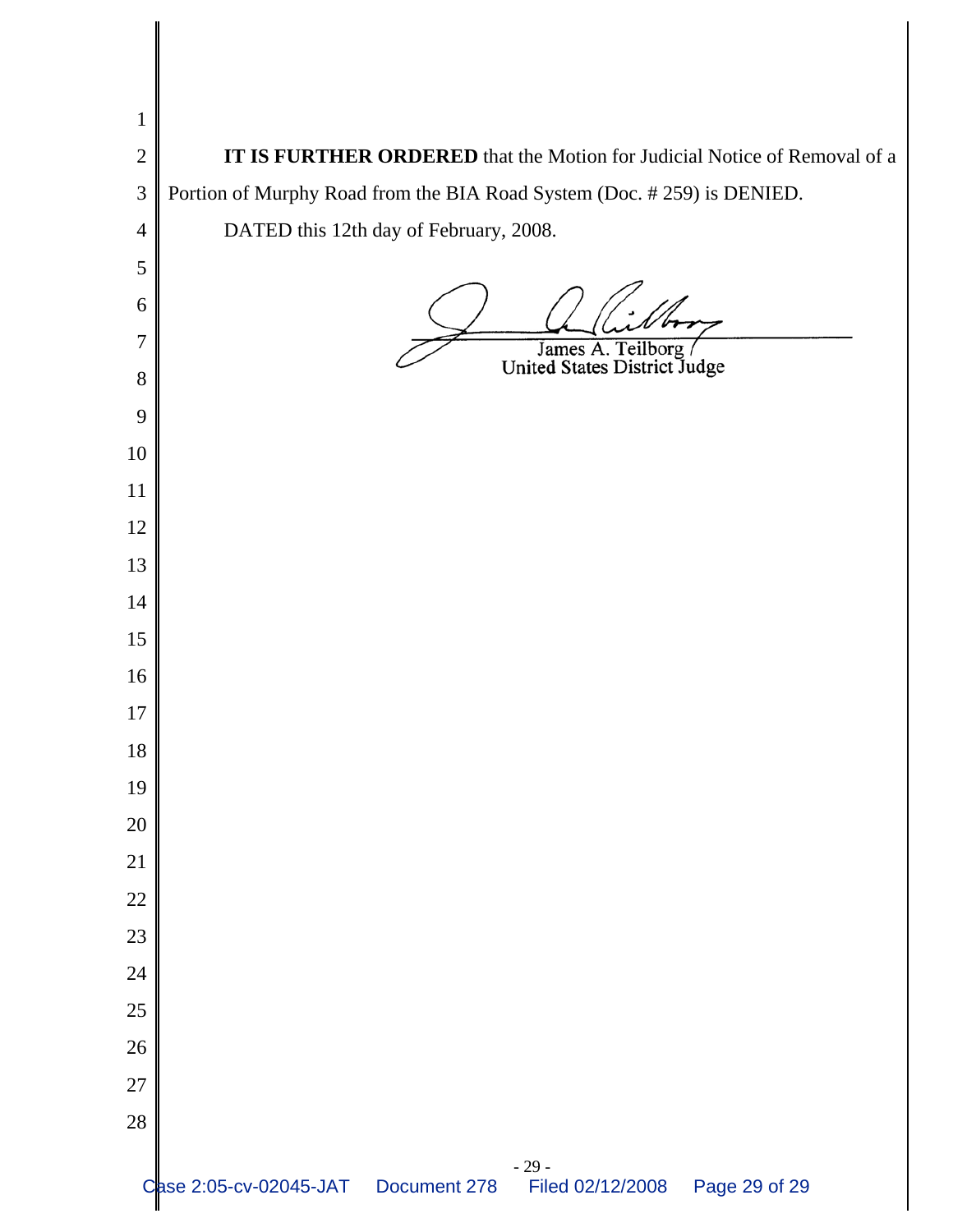**IT IS FURTHER ORDERED** that the Motion for Judicial Notice of Removal of a Portion of Murphy Road from the BIA Road System (Doc. # 259) is DENIED.

DATED this 12th day of February, 2008.

James A. Teilborg
United States District Judge